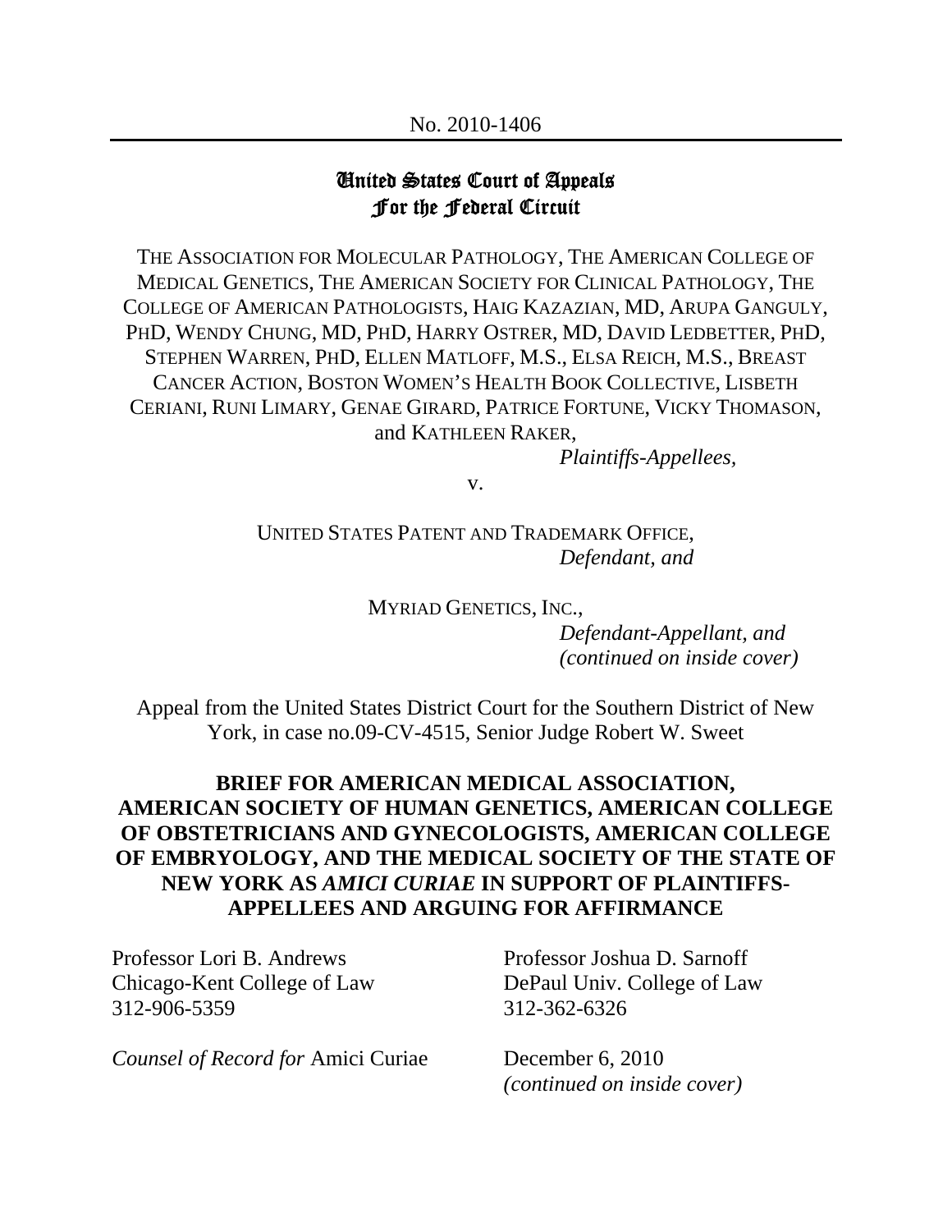No. 2010-1406

# United States Court of Appeals For the Federal Circuit

THE ASSOCIATION FOR MOLECULAR PATHOLOGY, THE AMERICAN COLLEGE OF MEDICAL GENETICS, THE AMERICAN SOCIETY FOR CLINICAL PATHOLOGY, THE COLLEGE OF AMERICAN PATHOLOGISTS, HAIG KAZAZIAN, MD, ARUPA GANGULY, PHD, WENDY CHUNG, MD, PHD, HARRY OSTRER, MD, DAVID LEDBETTER, PHD, STEPHEN WARREN, PHD, ELLEN MATLOFF, M.S., ELSA REICH, M.S., BREAST CANCER ACTION, BOSTON WOMEN'S HEALTH BOOK COLLECTIVE, LISBETH CERIANI, RUNI LIMARY, GENAE GIRARD, PATRICE FORTUNE, VICKY THOMASON, and KATHLEEN RAKER,

*Plaintiffs-Appellees,*

v.

UNITED STATES PATENT AND TRADEMARK OFFICE,

*Defendant, and*

MYRIAD GENETICS, INC.,

*Defendant-Appellant, and*
*(continued on inside cover)*

Appeal from the United States District Court for the Southern District of New York, in case no.09-CV-4515, Senior Judge Robert W. Sweet

**BRIEF FOR AMERICAN MEDICAL ASSOCIATION, AMERICAN SOCIETY OF HUMAN GENETICS, AMERICAN COLLEGE OF OBSTETRICIANS AND GYNECOLOGISTS, AMERICAN COLLEGE OF EMBRYOLOGY, AND THE MEDICAL SOCIETY OF THE STATE OF NEW YORK AS *AMICI CURIAE* IN SUPPORT OF PLAINTIFFS-APPELLEES AND ARGUING FOR AFFIRMANCE**

Professor Lori B. Andrews
Chicago-Kent College of Law
312-906-5359

*Counsel of Record for* Amici Curiae

Professor Joshua D. Sarnoff
DePaul Univ. College of Law
312-362-6326

December 6, 2010
*(continued on inside cover)*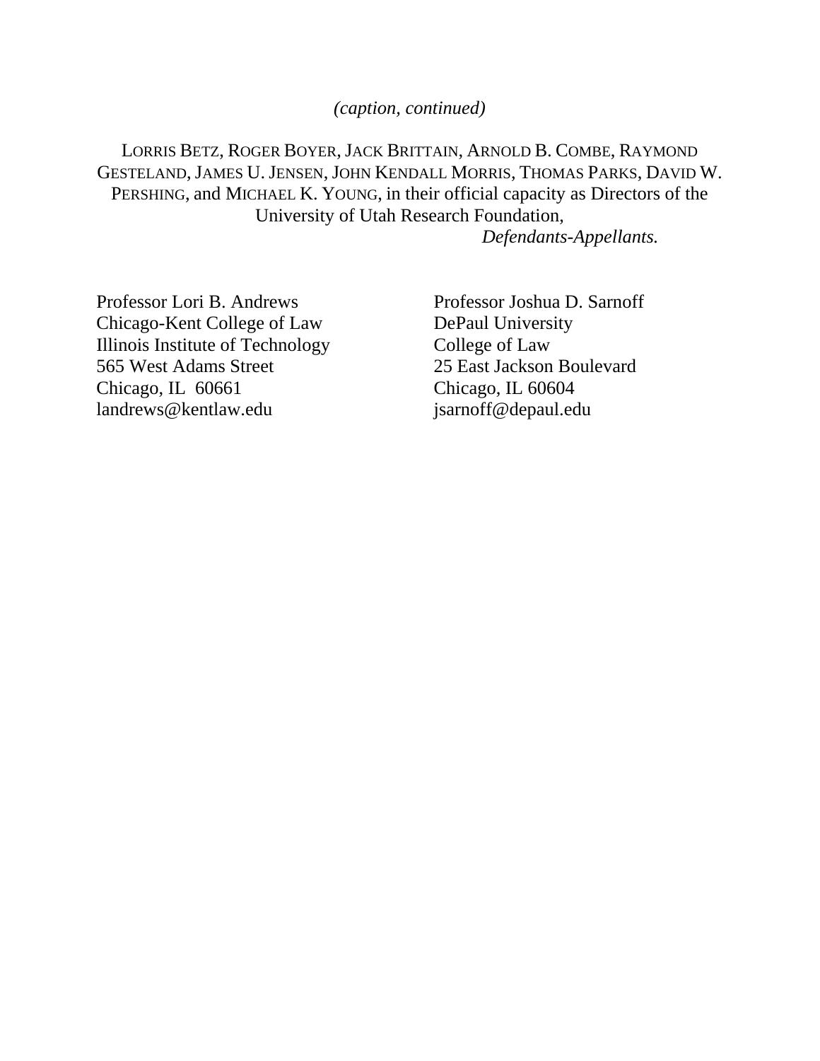*(caption, continued)*

LORRIS BETZ, ROGER BOYER, JACK BRITTAIN, ARNOLD B. COMBE, RAYMOND GESTELAND, JAMES U. JENSEN, JOHN KENDALL MORRIS, THOMAS PARKS, DAVID W. PERSHING, and MICHAEL K. YOUNG, in their official capacity as Directors of the University of Utah Research Foundation,

*Defendants-Appellants.*

Professor Lori B. Andrews
Chicago-Kent College of Law
Illinois Institute of Technology
565 West Adams Street
Chicago, IL 60661
landrews@kentlaw.edu

Professor Joshua D. Sarnoff
DePaul University
College of Law
25 East Jackson Boulevard
Chicago, IL 60604
jsarnoff@depaul.edu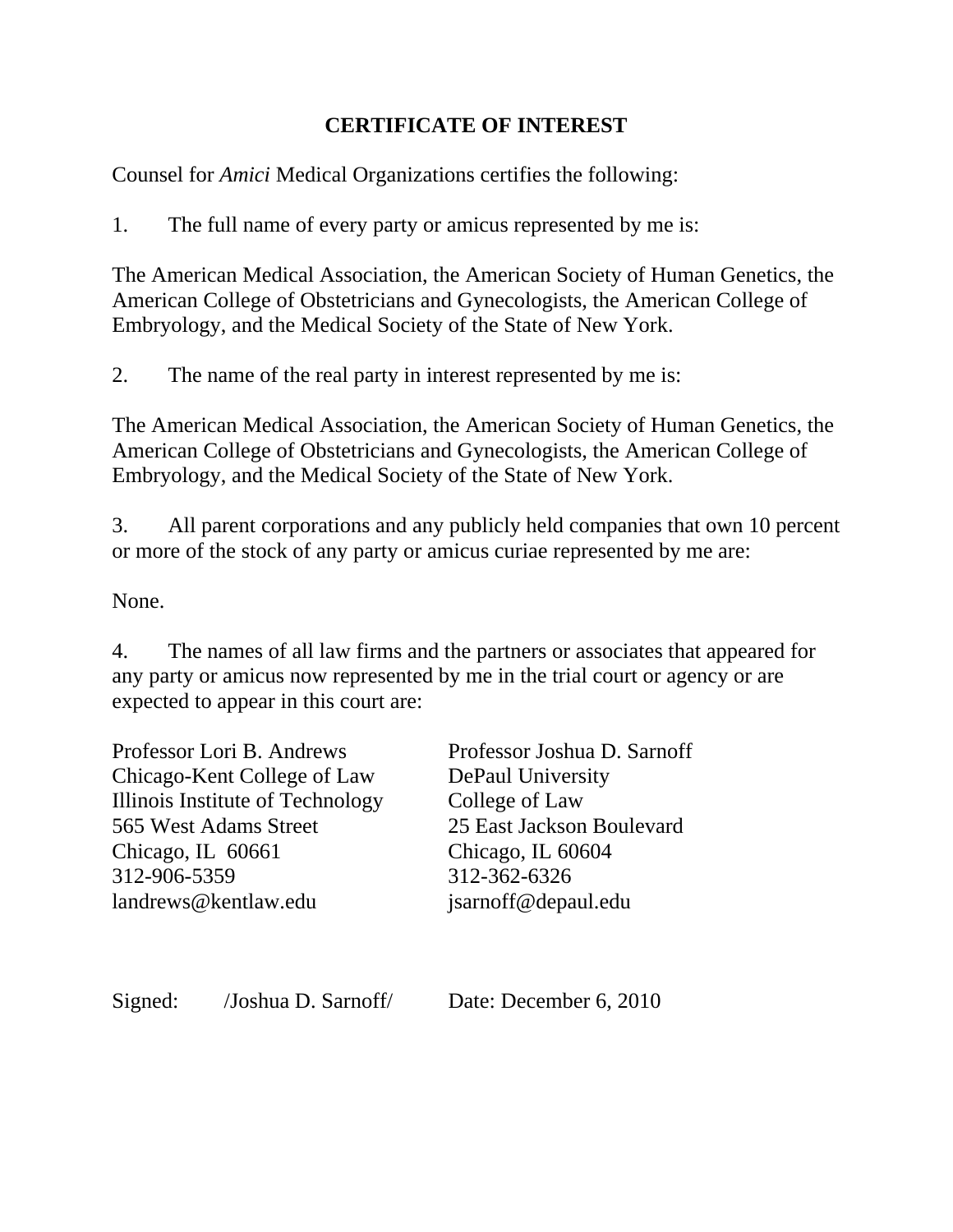## CERTIFICATE OF INTEREST

Counsel for *Amici* Medical Organizations certifies the following:

1. The full name of every party or amicus represented by me is:

The American Medical Association, the American Society of Human Genetics, the American College of Obstetricians and Gynecologists, the American College of Embryology, and the Medical Society of the State of New York.

2. The name of the real party in interest represented by me is:

The American Medical Association, the American Society of Human Genetics, the American College of Obstetricians and Gynecologists, the American College of Embryology, and the Medical Society of the State of New York.

3. All parent corporations and any publicly held companies that own 10 percent or more of the stock of any party or amicus curiae represented by me are:

None.

4. The names of all law firms and the partners or associates that appeared for any party or amicus now represented by me in the trial court or agency or are expected to appear in this court are:

Professor Lori B. Andrews
Chicago-Kent College of Law
Illinois Institute of Technology
565 West Adams Street
Chicago, IL 60661
312-906-5359
landrews@kentlaw.edu

Professor Joshua D. Sarnoff
DePaul University
College of Law
25 East Jackson Boulevard
Chicago, IL 60604
312-362-6326
jsarnoff@depaul.edu

Signed: /Joshua D. Sarnoff/ Date: December 6, 2010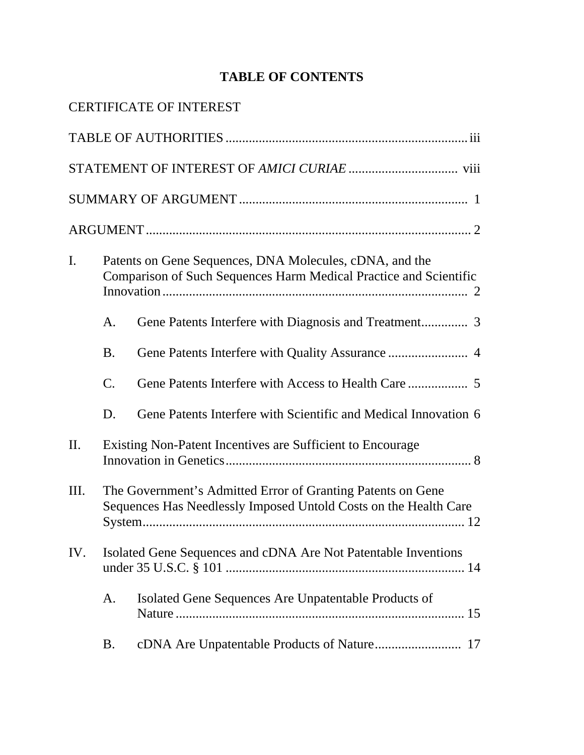# TABLE OF CONTENTS

CERTIFICATE OF INTEREST

TABLE OF AUTHORITIES ........................................................................ iii

STATEMENT OF INTEREST OF *AMICI CURIAE* ................................ viii

SUMMARY OF ARGUMENT .................................................................... 1

ARGUMENT ................................................................................................ 2

I. Patents on Gene Sequences, DNA Molecules, cDNA, and the Comparison of Such Sequences Harm Medical Practice and Scientific Innovation ........................................................................................... 2

   A. Gene Patents Interfere with Diagnosis and Treatment.............. 3

   B. Gene Patents Interfere with Quality Assurance ........................ 4

   C. Gene Patents Interfere with Access to Health Care .................. 5

   D. Gene Patents Interfere with Scientific and Medical Innovation 6

II. Existing Non-Patent Incentives are Sufficient to Encourage Innovation in Genetics.......................................................................... 8

III. The Government's Admitted Error of Granting Patents on Gene Sequences Has Needlessly Imposed Untold Costs on the Health Care System................................................................................................ 12

IV. Isolated Gene Sequences and cDNA Are Not Patentable Inventions under 35 U.S.C. § 101 ....................................................................... 14

   A. Isolated Gene Sequences Are Unpatentable Products of Nature ...................................................................................... 15

   B. cDNA Are Unpatentable Products of Nature.......................... 17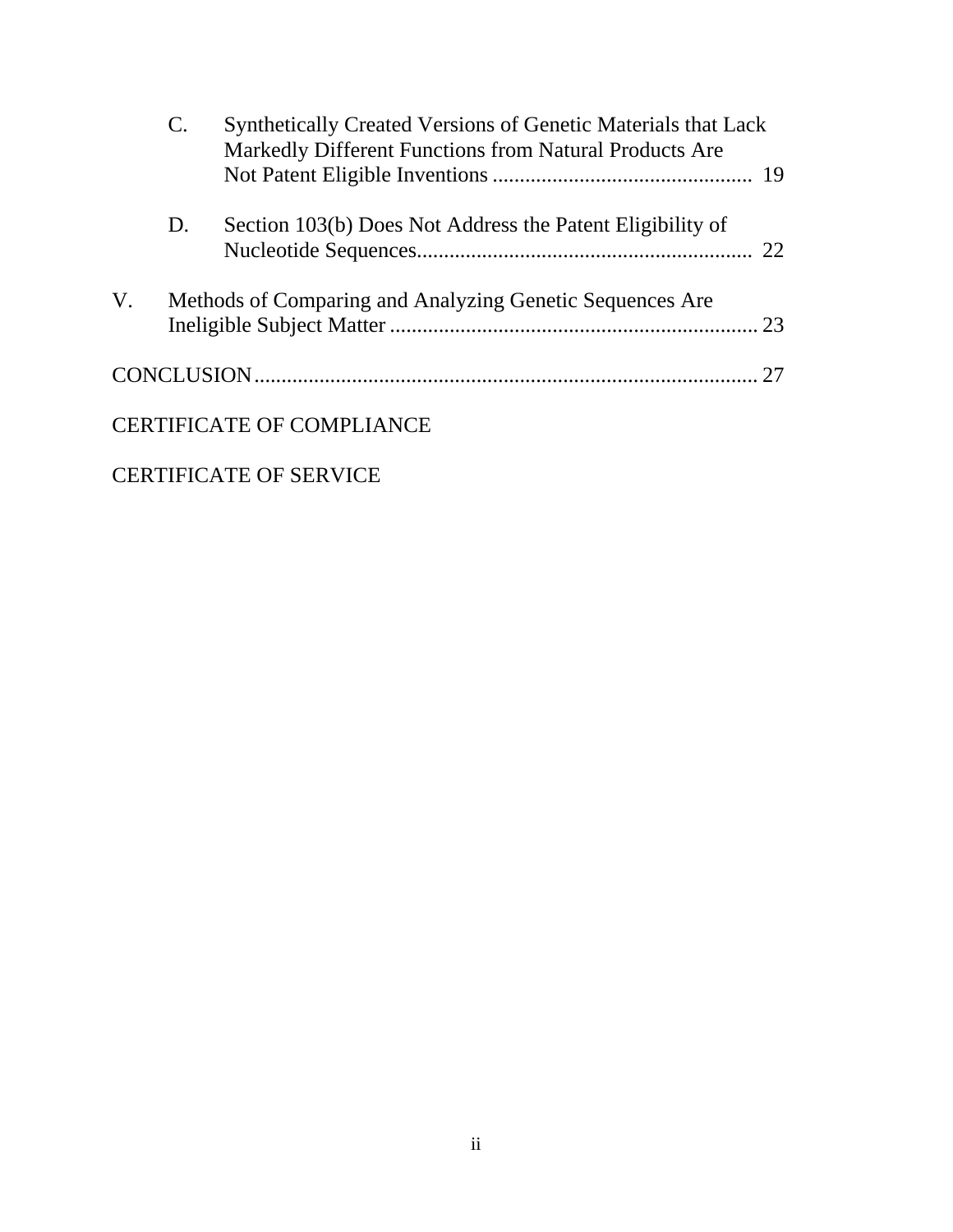C. Synthetically Created Versions of Genetic Materials that Lack Markedly Different Functions from Natural Products Are Not Patent Eligible Inventions ................................................ 19

D. Section 103(b) Does Not Address the Patent Eligibility of Nucleotide Sequences.............................................................. 22

V. Methods of Comparing and Analyzing Genetic Sequences Are Ineligible Subject Matter .................................................................... 23

CONCLUSION............................................................................................ 27

CERTIFICATE OF COMPLIANCE

CERTIFICATE OF SERVICE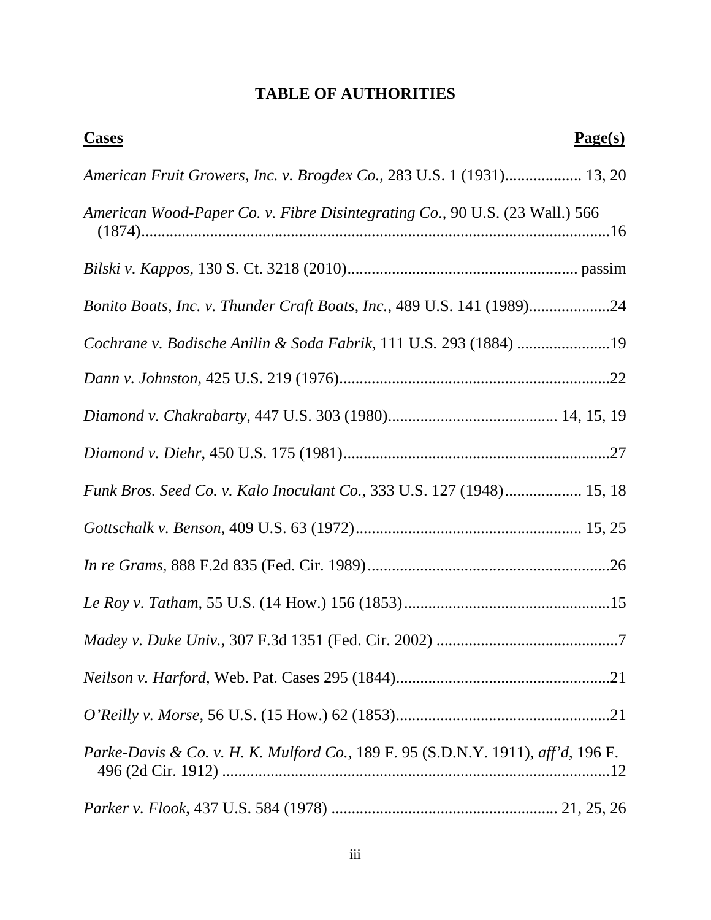# TABLE OF AUTHORITIES

| Cases | Page(s) |
|---|---|
| *American Fruit Growers, Inc. v. Brogdex Co.*, 283 U.S. 1 (1931) | 13, 20 |
| *American Wood-Paper Co. v. Fibre Disintegrating Co.*, 90 U.S. (23 Wall.) 566 (1874) | 16 |
| *Bilski v. Kappos*, 130 S. Ct. 3218 (2010) | passim |
| *Bonito Boats, Inc. v. Thunder Craft Boats, Inc.*, 489 U.S. 141 (1989) | 24 |
| *Cochrane v. Badische Anilin & Soda Fabrik*, 111 U.S. 293 (1884) | 19 |
| *Dann v. Johnston*, 425 U.S. 219 (1976) | 22 |
| *Diamond v. Chakrabarty*, 447 U.S. 303 (1980) | 14, 15, 19 |
| *Diamond v. Diehr*, 450 U.S. 175 (1981) | 27 |
| *Funk Bros. Seed Co. v. Kalo Inoculant Co.*, 333 U.S. 127 (1948) | 15, 18 |
| *Gottschalk v. Benson*, 409 U.S. 63 (1972) | 15, 25 |
| *In re Grams*, 888 F.2d 835 (Fed. Cir. 1989) | 26 |
| *Le Roy v. Tatham*, 55 U.S. (14 How.) 156 (1853) | 15 |
| *Madey v. Duke Univ.*, 307 F.3d 1351 (Fed. Cir. 2002) | 7 |
| *Neilson v. Harford*, Web. Pat. Cases 295 (1844) | 21 |
| *O'Reilly v. Morse*, 56 U.S. (15 How.) 62 (1853) | 21 |
| *Parke-Davis & Co. v. H. K. Mulford Co.*, 189 F. 95 (S.D.N.Y. 1911), *aff'd*, 196 F. 496 (2d Cir. 1912) | 12 |
| *Parker v. Flook*, 437 U.S. 584 (1978) | 21, 25, 26 |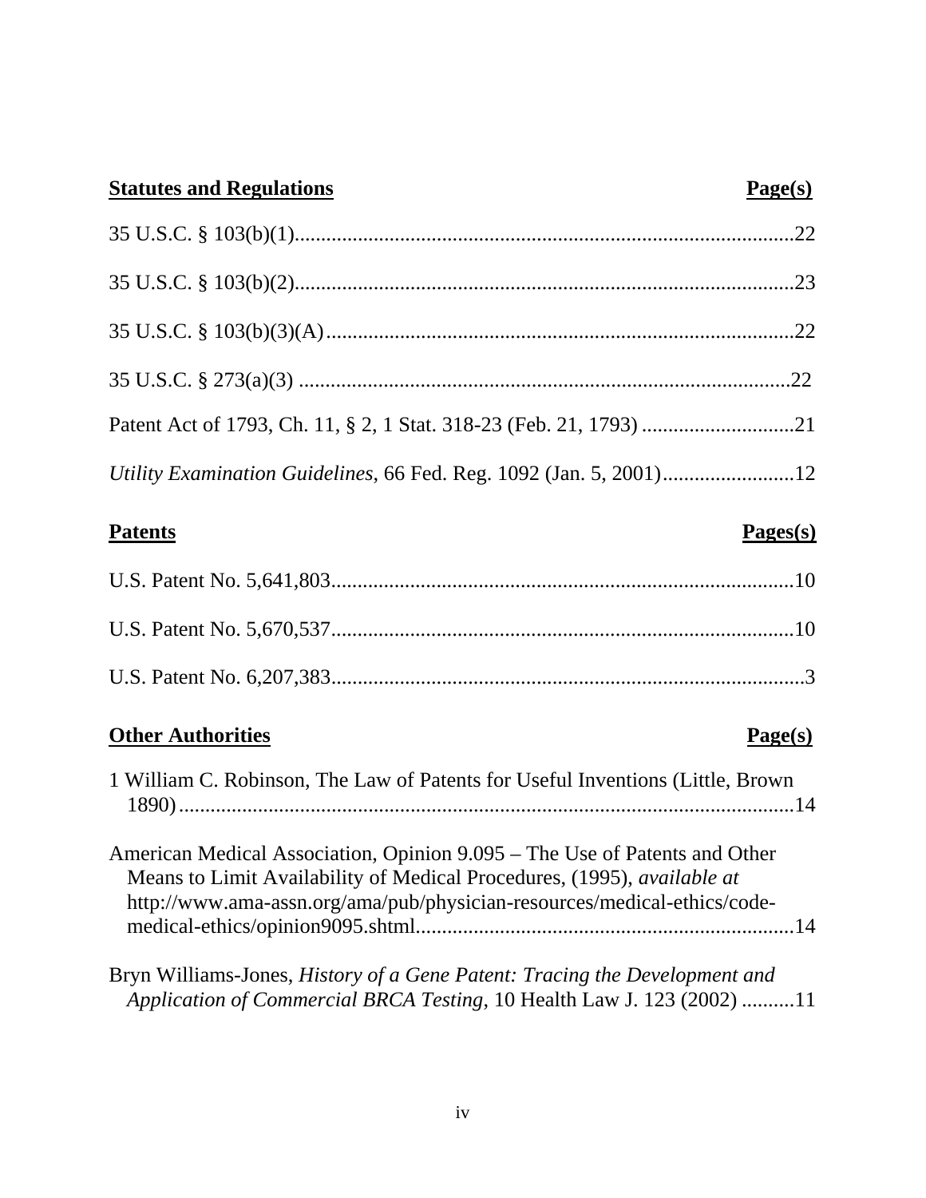| **Statutes and Regulations** | **Page(s)** |
|---|---|
| 35 U.S.C. § 103(b)(1) | 22 |
| 35 U.S.C. § 103(b)(2) | 23 |
| 35 U.S.C. § 103(b)(3)(A) | 22 |
| 35 U.S.C. § 273(a)(3) | 22 |
| Patent Act of 1793, Ch. 11, § 2, 1 Stat. 318-23 (Feb. 21, 1793) | 21 |
| *Utility Examination Guidelines*, 66 Fed. Reg. 1092 (Jan. 5, 2001) | 12 |

| **Patents** | **Pages(s)** |
|---|---|
| U.S. Patent No. 5,641,803 | 10 |
| U.S. Patent No. 5,670,537 | 10 |
| U.S. Patent No. 6,207,383 | 3 |

| **Other Authorities** | **Page(s)** |
|---|---|
| 1 William C. Robinson, The Law of Patents for Useful Inventions (Little, Brown 1890) | 14 |
| American Medical Association, Opinion 9.095 – The Use of Patents and Other Means to Limit Availability of Medical Procedures, (1995), *available at* http://www.ama-assn.org/ama/pub/physician-resources/medical-ethics/code-medical-ethics/opinion9095.shtml | 14 |
| Bryn Williams-Jones, *History of a Gene Patent: Tracing the Development and Application of Commercial BRCA Testing*, 10 Health Law J. 123 (2002) | 11 |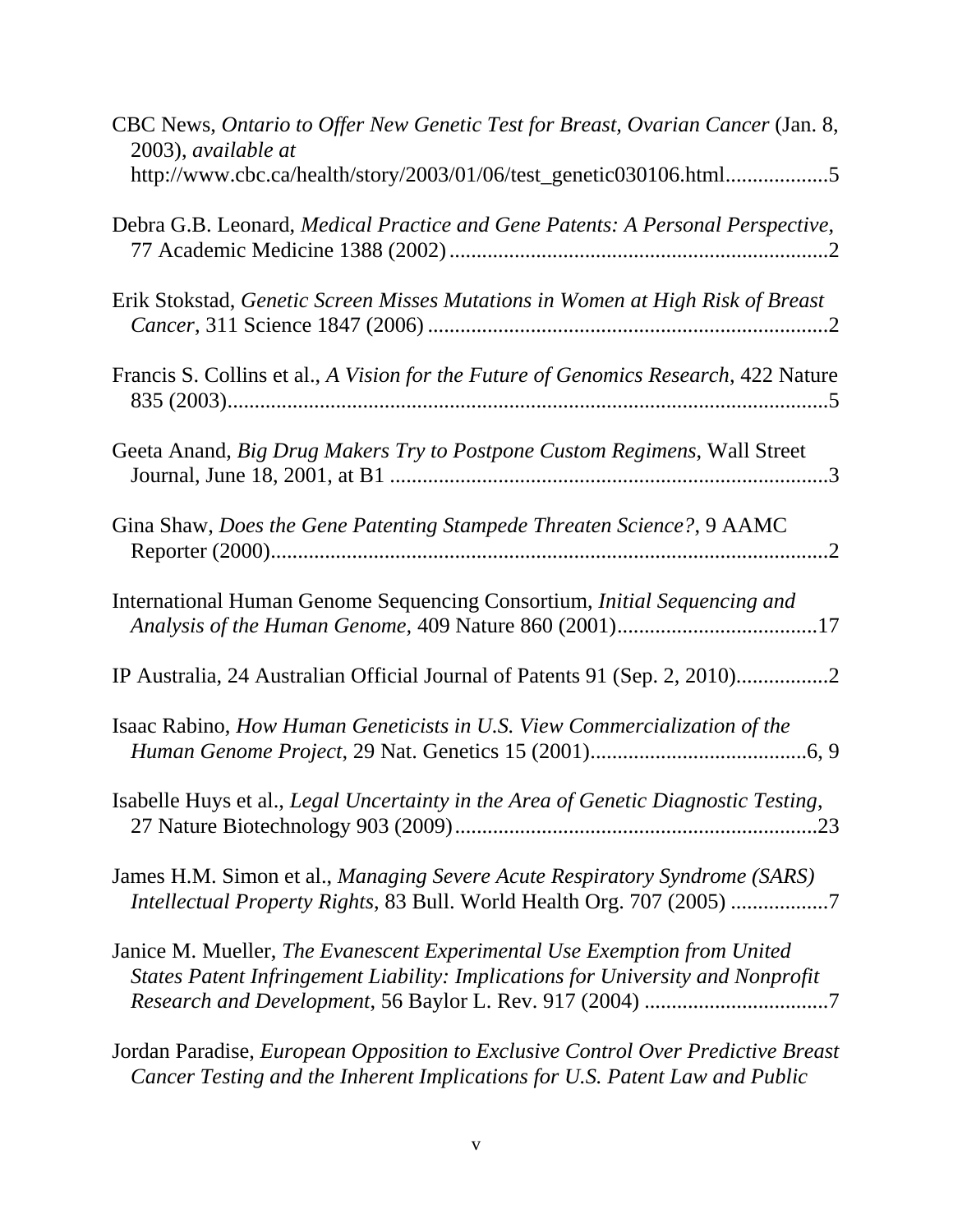CBC News, *Ontario to Offer New Genetic Test for Breast, Ovarian Cancer* (Jan. 8, 2003), *available at* http://www.cbc.ca/health/story/2003/01/06/test_genetic030106.html...................5

Debra G.B. Leonard, *Medical Practice and Gene Patents: A Personal Perspective*, 77 Academic Medicine 1388 (2002).....................................................................2

Erik Stokstad, *Genetic Screen Misses Mutations in Women at High Risk of Breast Cancer*, 311 Science 1847 (2006) .........................................................................2

Francis S. Collins et al., *A Vision for the Future of Genomics Research*, 422 Nature 835 (2003)...............................................................................................................5

Geeta Anand, *Big Drug Makers Try to Postpone Custom Regimens*, Wall Street Journal, June 18, 2001, at B1 ................................................................................3

Gina Shaw, *Does the Gene Patenting Stampede Threaten Science?*, 9 AAMC Reporter (2000)......................................................................................................2

International Human Genome Sequencing Consortium, *Initial Sequencing and Analysis of the Human Genome*, 409 Nature 860 (2001).....................................17

IP Australia, 24 Australian Official Journal of Patents 91 (Sep. 2, 2010).................2

Isaac Rabino, *How Human Geneticists in U.S. View Commercialization of the Human Genome Project*, 29 Nat. Genetics 15 (2001)........................................6, 9

Isabelle Huys et al., *Legal Uncertainty in the Area of Genetic Diagnostic Testing*, 27 Nature Biotechnology 903 (2009)...................................................................23

James H.M. Simon et al., *Managing Severe Acute Respiratory Syndrome (SARS) Intellectual Property Rights*, 83 Bull. World Health Org. 707 (2005) ..................7

Janice M. Mueller, *The Evanescent Experimental Use Exemption from United States Patent Infringement Liability: Implications for University and Nonprofit Research and Development*, 56 Baylor L. Rev. 917 (2004) ..................................7

Jordan Paradise, *European Opposition to Exclusive Control Over Predictive Breast Cancer Testing and the Inherent Implications for U.S. Patent Law and Public*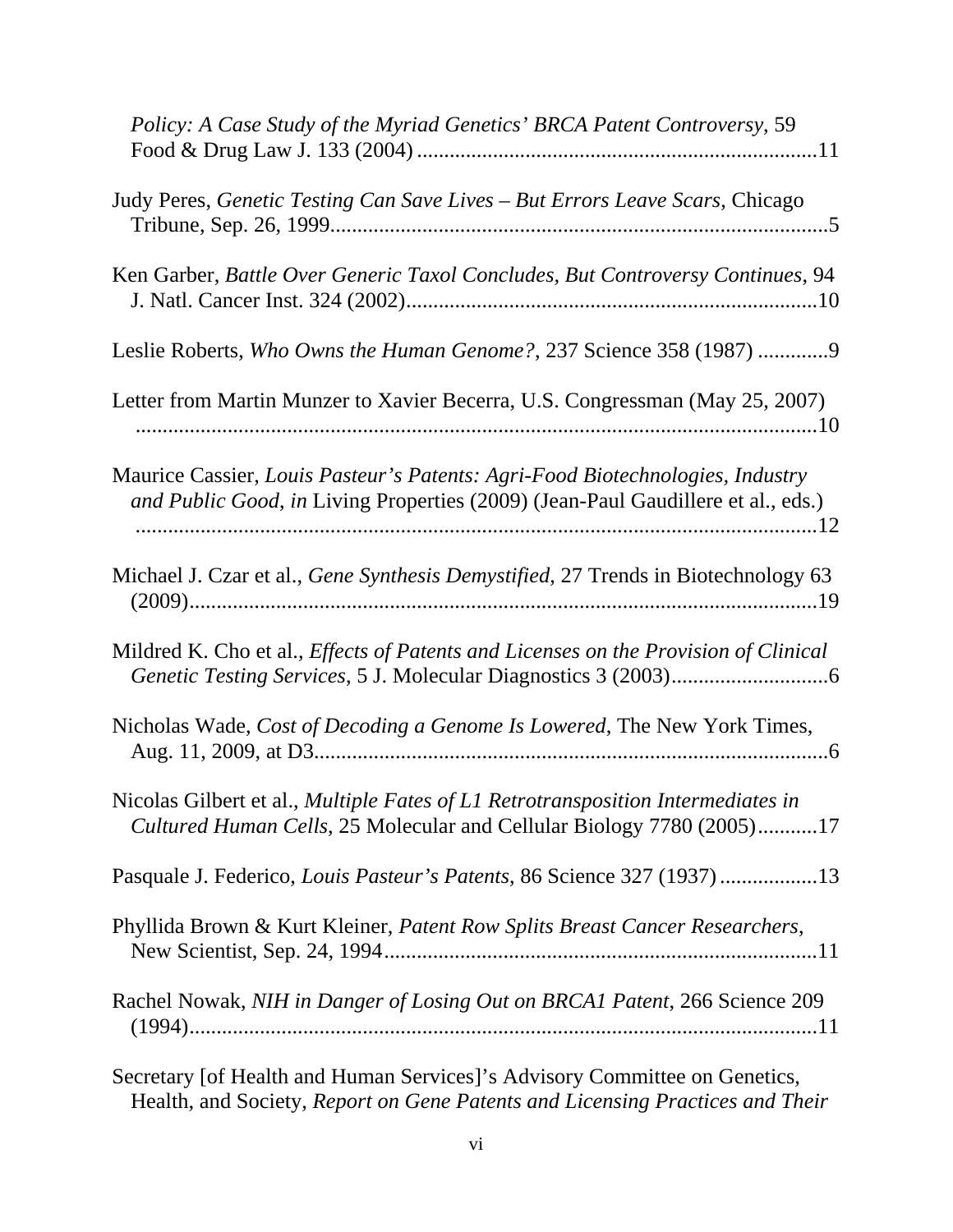*Policy: A Case Study of the Myriad Genetics' BRCA Patent Controversy*, 59 Food & Drug Law J. 133 (2004) ......................................................................... 11

Judy Peres, *Genetic Testing Can Save Lives – But Errors Leave Scars*, Chicago Tribune, Sep. 26, 1999........................................................................................... 5

Ken Garber, *Battle Over Generic Taxol Concludes, But Controversy Continues*, 94 J. Natl. Cancer Inst. 324 (2002).......................................................................... 10

Leslie Roberts, *Who Owns the Human Genome?*, 237 Science 358 (1987) ............. 9

Letter from Martin Munzer to Xavier Becerra, U.S. Congressman (May 25, 2007) ............................................................................................................... 10

Maurice Cassier, *Louis Pasteur's Patents: Agri-Food Biotechnologies, Industry and Public Good, in* Living Properties (2009) (Jean-Paul Gaudillere et al., eds.) ............................................................................................................... 12

Michael J. Czar et al., *Gene Synthesis Demystified*, 27 Trends in Biotechnology 63 (2009)................................................................................................................... 19

Mildred K. Cho et al., *Effects of Patents and Licenses on the Provision of Clinical Genetic Testing Services*, 5 J. Molecular Diagnostics 3 (2003)............................ 6

Nicholas Wade, *Cost of Decoding a Genome Is Lowered*, The New York Times, Aug. 11, 2009, at D3.............................................................................................. 6

Nicolas Gilbert et al., *Multiple Fates of L1 Retrotransposition Intermediates in Cultured Human Cells*, 25 Molecular and Cellular Biology 7780 (2005)........... 17

Pasquale J. Federico, *Louis Pasteur's Patents*, 86 Science 327 (1937) .................. 13

Phyllida Brown & Kurt Kleiner, *Patent Row Splits Breast Cancer Researchers*, New Scientist, Sep. 24, 1994............................................................................... 11

Rachel Nowak, *NIH in Danger of Losing Out on BRCA1 Patent*, 266 Science 209 (1994)................................................................................................................... 11

Secretary [of Health and Human Services]'s Advisory Committee on Genetics, Health, and Society, *Report on Gene Patents and Licensing Practices and Their*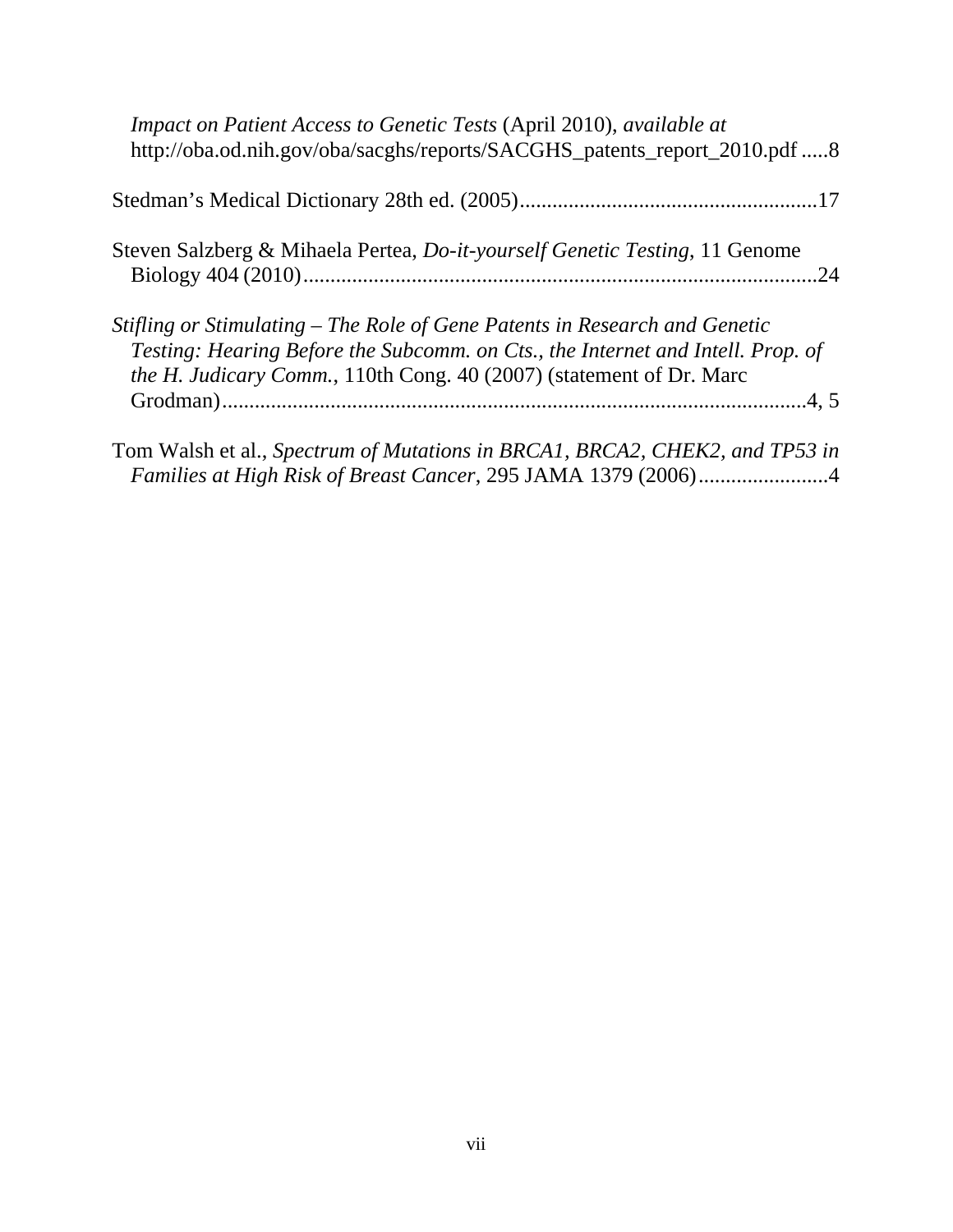*Impact on Patient Access to Genetic Tests* (April 2010), *available at* http://oba.od.nih.gov/oba/sacghs/reports/SACGHS_patents_report_2010.pdf .....8

Stedman's Medical Dictionary 28th ed. (2005).......................................................17

Steven Salzberg & Mihaela Pertea, *Do-it-yourself Genetic Testing*, 11 Genome Biology 404 (2010)...............................................................................................24

*Stifling or Stimulating – The Role of Gene Patents in Research and Genetic Testing: Hearing Before the Subcomm. on Cts., the Internet and Intell. Prop. of the H. Judicary Comm.*, 110th Cong. 40 (2007) (statement of Dr. Marc Grodman)............................................................................................................4, 5

Tom Walsh et al., *Spectrum of Mutations in BRCA1, BRCA2, CHEK2, and TP53 in Families at High Risk of Breast Cancer*, 295 JAMA 1379 (2006)........................4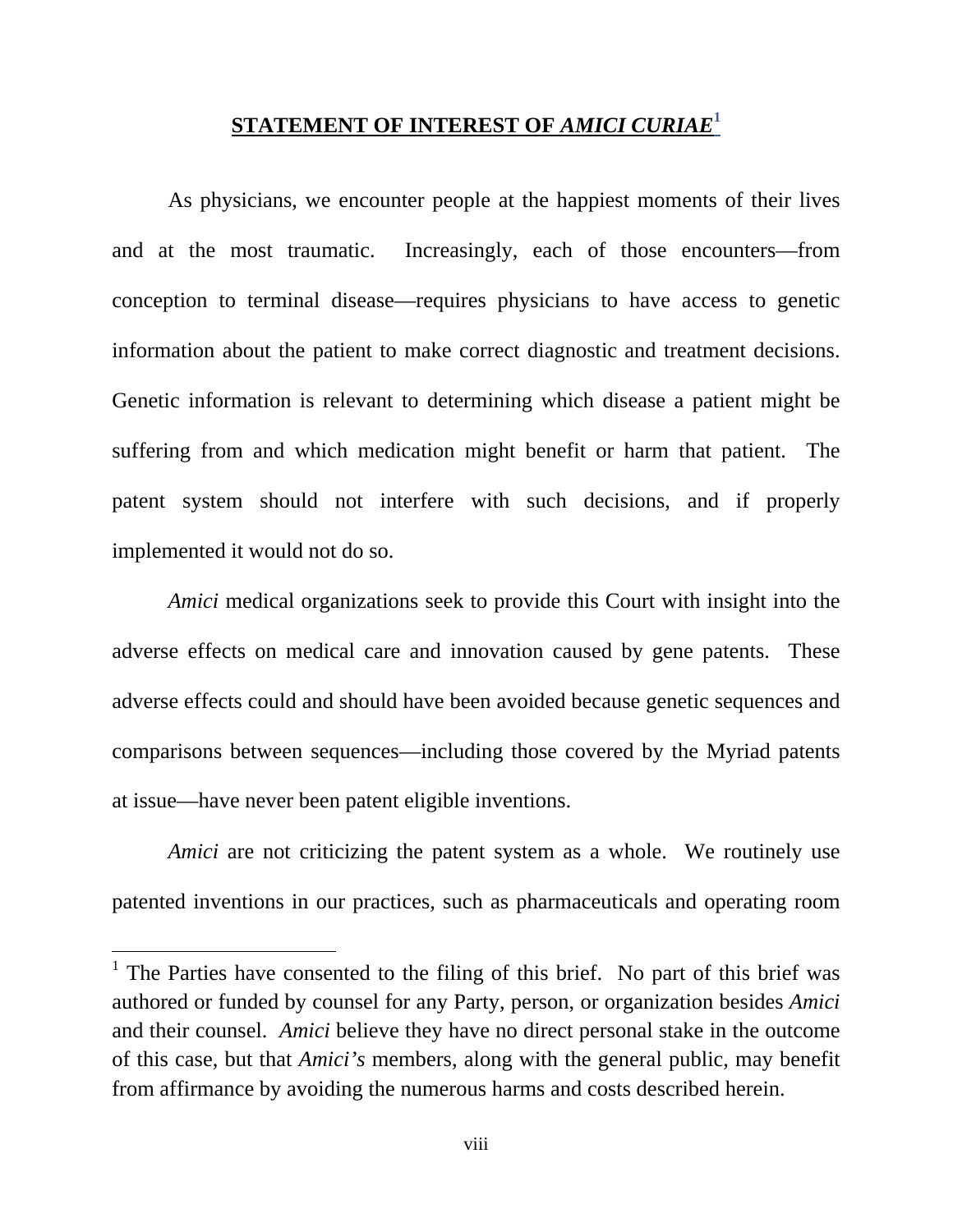## STATEMENT OF INTEREST OF *AMICI CURIAE*[1]

As physicians, we encounter people at the happiest moments of their lives and at the most traumatic. Increasingly, each of those encounters—from conception to terminal disease—requires physicians to have access to genetic information about the patient to make correct diagnostic and treatment decisions. Genetic information is relevant to determining which disease a patient might be suffering from and which medication might benefit or harm that patient. The patent system should not interfere with such decisions, and if properly implemented it would not do so.

*Amici* medical organizations seek to provide this Court with insight into the adverse effects on medical care and innovation caused by gene patents. These adverse effects could and should have been avoided because genetic sequences and comparisons between sequences—including those covered by the Myriad patents at issue—have never been patent eligible inventions.

*Amici* are not criticizing the patent system as a whole. We routinely use patented inventions in our practices, such as pharmaceuticals and operating room

---

[1] The Parties have consented to the filing of this brief. No part of this brief was authored or funded by counsel for any Party, person, or organization besides *Amici* and their counsel. *Amici* believe they have no direct personal stake in the outcome of this case, but that *Amici's* members, along with the general public, may benefit from affirmance by avoiding the numerous harms and costs described herein.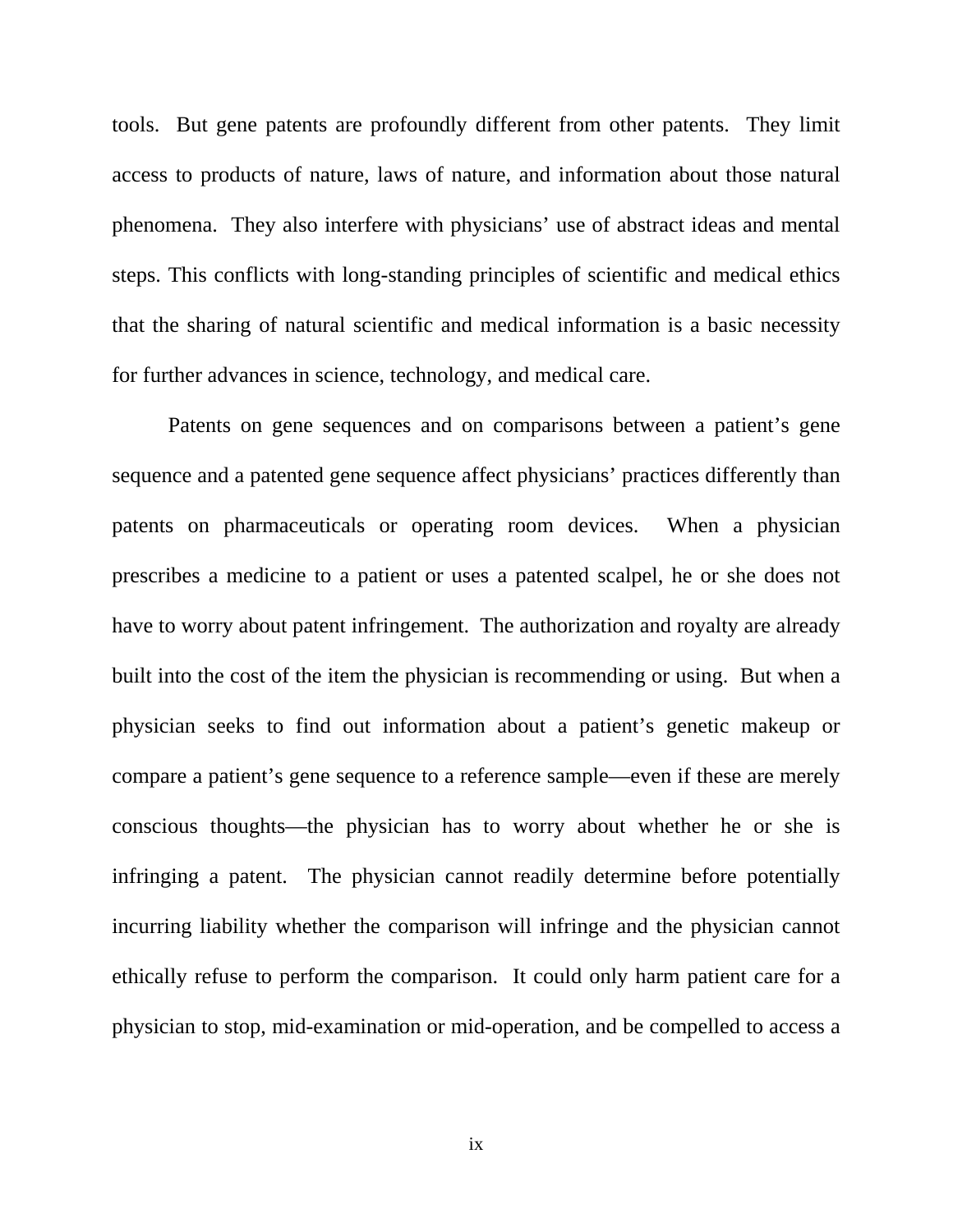tools. But gene patents are profoundly different from other patents. They limit access to products of nature, laws of nature, and information about those natural phenomena. They also interfere with physicians' use of abstract ideas and mental steps. This conflicts with long-standing principles of scientific and medical ethics that the sharing of natural scientific and medical information is a basic necessity for further advances in science, technology, and medical care.

Patents on gene sequences and on comparisons between a patient's gene sequence and a patented gene sequence affect physicians' practices differently than patents on pharmaceuticals or operating room devices. When a physician prescribes a medicine to a patient or uses a patented scalpel, he or she does not have to worry about patent infringement. The authorization and royalty are already built into the cost of the item the physician is recommending or using. But when a physician seeks to find out information about a patient's genetic makeup or compare a patient's gene sequence to a reference sample—even if these are merely conscious thoughts—the physician has to worry about whether he or she is infringing a patent. The physician cannot readily determine before potentially incurring liability whether the comparison will infringe and the physician cannot ethically refuse to perform the comparison. It could only harm patient care for a physician to stop, mid-examination or mid-operation, and be compelled to access a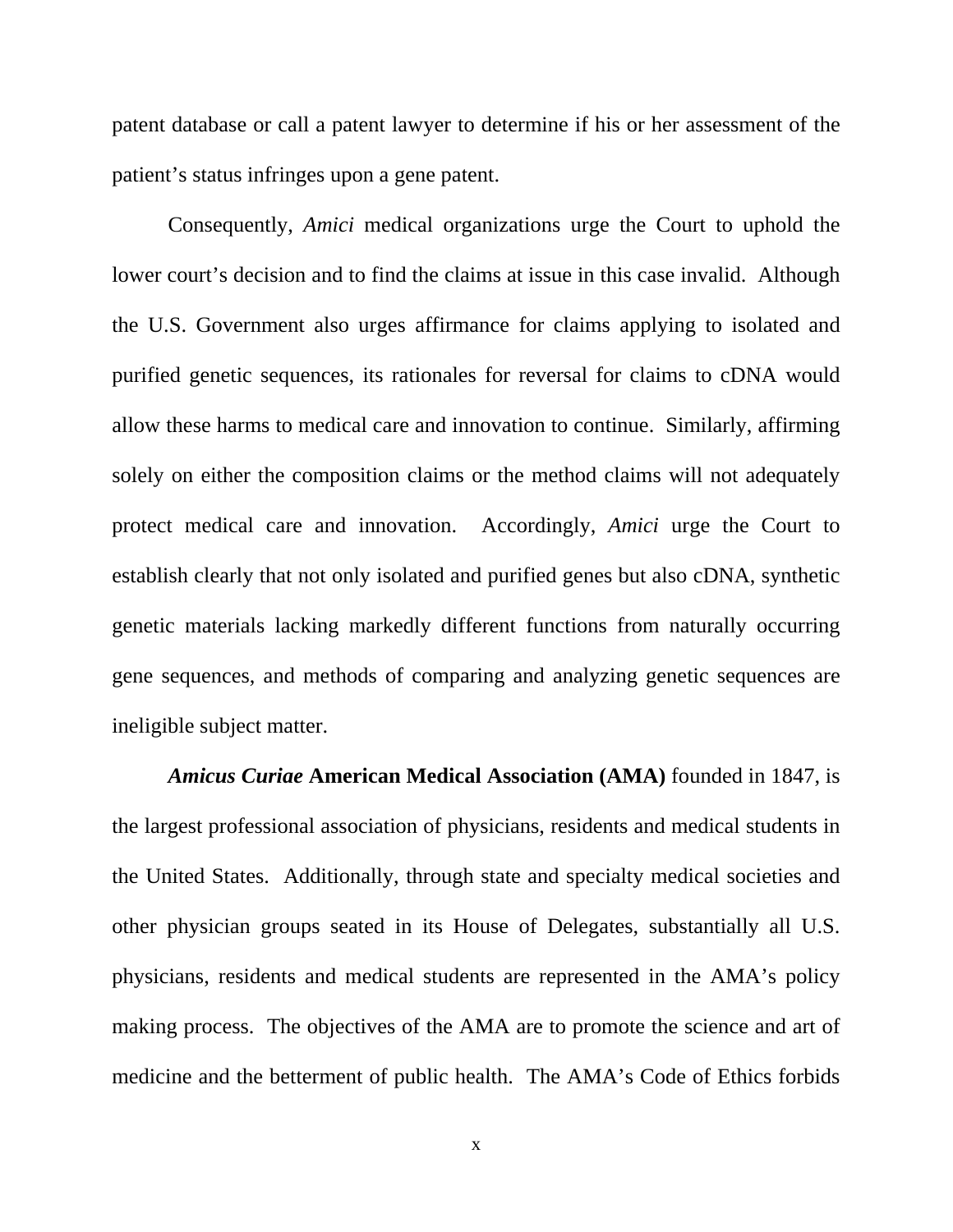patent database or call a patent lawyer to determine if his or her assessment of the patient's status infringes upon a gene patent.

Consequently, *Amici* medical organizations urge the Court to uphold the lower court's decision and to find the claims at issue in this case invalid. Although the U.S. Government also urges affirmance for claims applying to isolated and purified genetic sequences, its rationales for reversal for claims to cDNA would allow these harms to medical care and innovation to continue. Similarly, affirming solely on either the composition claims or the method claims will not adequately protect medical care and innovation. Accordingly, *Amici* urge the Court to establish clearly that not only isolated and purified genes but also cDNA, synthetic genetic materials lacking markedly different functions from naturally occurring gene sequences, and methods of comparing and analyzing genetic sequences are ineligible subject matter.

***Amicus Curiae* American Medical Association (AMA)** founded in 1847, is the largest professional association of physicians, residents and medical students in the United States. Additionally, through state and specialty medical societies and other physician groups seated in its House of Delegates, substantially all U.S. physicians, residents and medical students are represented in the AMA's policy making process. The objectives of the AMA are to promote the science and art of medicine and the betterment of public health. The AMA's Code of Ethics forbids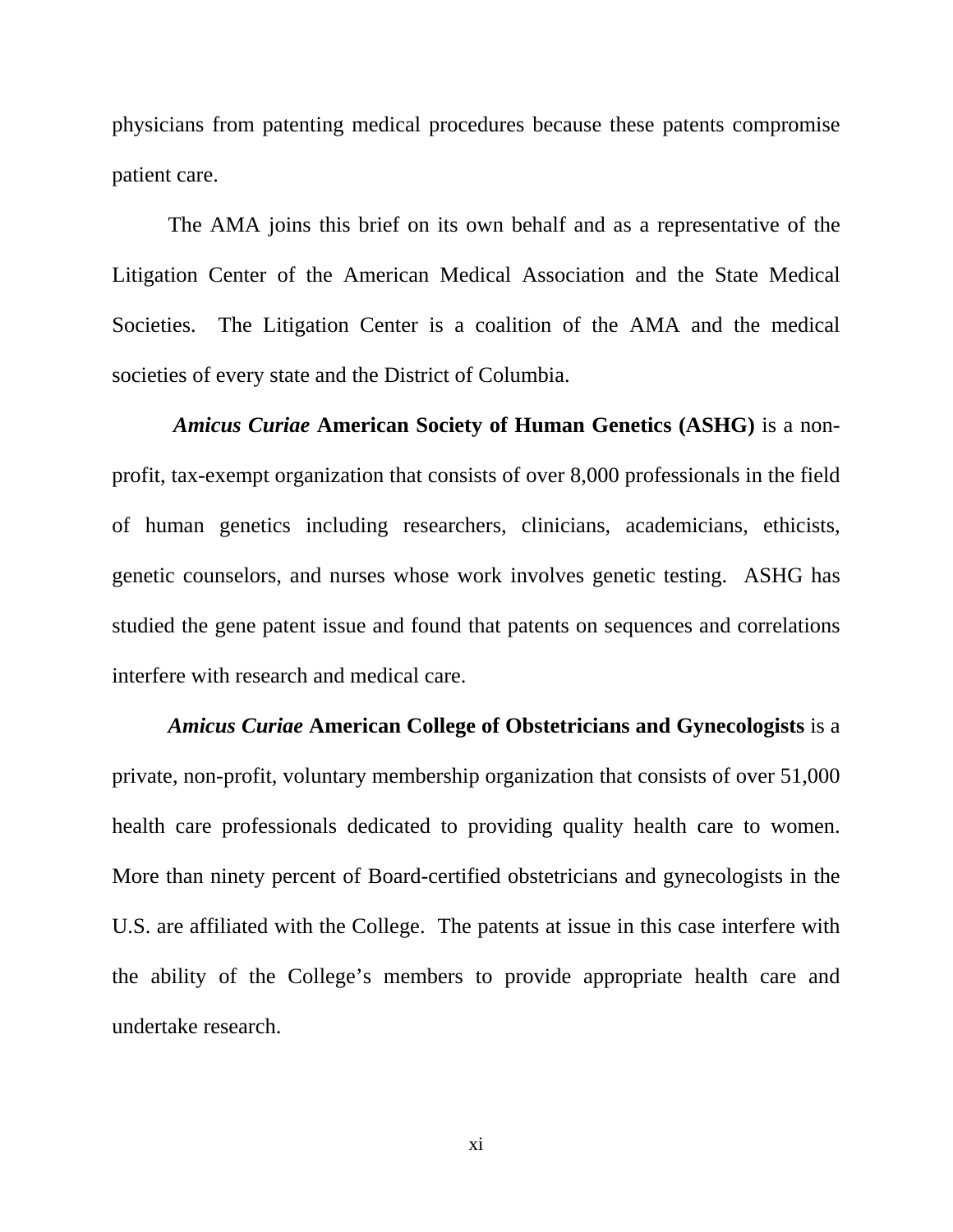physicians from patenting medical procedures because these patents compromise patient care.

The AMA joins this brief on its own behalf and as a representative of the Litigation Center of the American Medical Association and the State Medical Societies. The Litigation Center is a coalition of the AMA and the medical societies of every state and the District of Columbia.

***Amicus Curiae*** **American Society of Human Genetics (ASHG)** is a non-profit, tax-exempt organization that consists of over 8,000 professionals in the field of human genetics including researchers, clinicians, academicians, ethicists, genetic counselors, and nurses whose work involves genetic testing. ASHG has studied the gene patent issue and found that patents on sequences and correlations interfere with research and medical care.

***Amicus Curiae*** **American College of Obstetricians and Gynecologists** is a private, non-profit, voluntary membership organization that consists of over 51,000 health care professionals dedicated to providing quality health care to women. More than ninety percent of Board-certified obstetricians and gynecologists in the U.S. are affiliated with the College. The patents at issue in this case interfere with the ability of the College's members to provide appropriate health care and undertake research.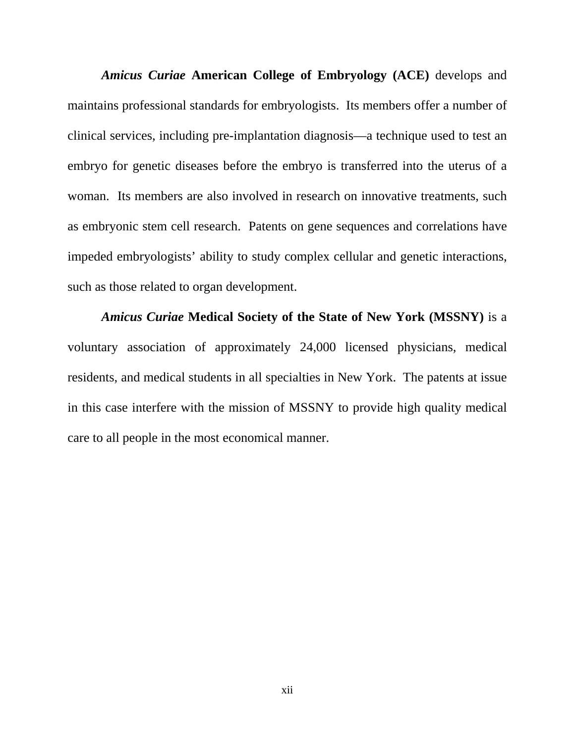***Amicus Curiae*** **American College of Embryology (ACE)** develops and maintains professional standards for embryologists. Its members offer a number of clinical services, including pre-implantation diagnosis—a technique used to test an embryo for genetic diseases before the embryo is transferred into the uterus of a woman. Its members are also involved in research on innovative treatments, such as embryonic stem cell research. Patents on gene sequences and correlations have impeded embryologists' ability to study complex cellular and genetic interactions, such as those related to organ development.

***Amicus Curiae*** **Medical Society of the State of New York (MSSNY)** is a voluntary association of approximately 24,000 licensed physicians, medical residents, and medical students in all specialties in New York. The patents at issue in this case interfere with the mission of MSSNY to provide high quality medical care to all people in the most economical manner.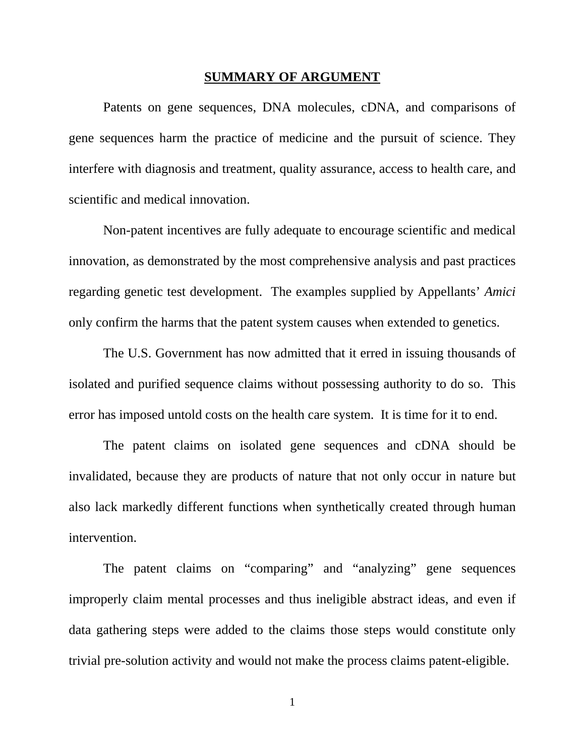## SUMMARY OF ARGUMENT

Patents on gene sequences, DNA molecules, cDNA, and comparisons of gene sequences harm the practice of medicine and the pursuit of science. They interfere with diagnosis and treatment, quality assurance, access to health care, and scientific and medical innovation.

Non-patent incentives are fully adequate to encourage scientific and medical innovation, as demonstrated by the most comprehensive analysis and past practices regarding genetic test development. The examples supplied by Appellants' *Amici* only confirm the harms that the patent system causes when extended to genetics.

The U.S. Government has now admitted that it erred in issuing thousands of isolated and purified sequence claims without possessing authority to do so. This error has imposed untold costs on the health care system. It is time for it to end.

The patent claims on isolated gene sequences and cDNA should be invalidated, because they are products of nature that not only occur in nature but also lack markedly different functions when synthetically created through human intervention.

The patent claims on "comparing" and "analyzing" gene sequences improperly claim mental processes and thus ineligible abstract ideas, and even if data gathering steps were added to the claims those steps would constitute only trivial pre-solution activity and would not make the process claims patent-eligible.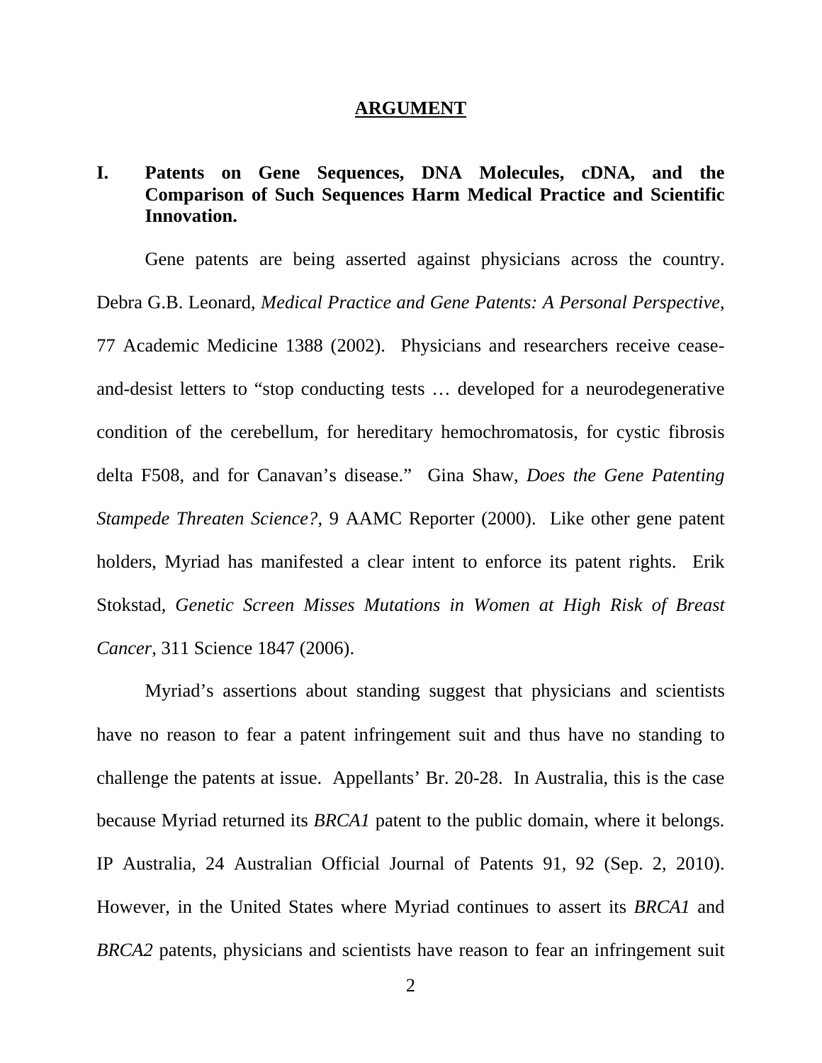## ARGUMENT

### I. Patents on Gene Sequences, DNA Molecules, cDNA, and the Comparison of Such Sequences Harm Medical Practice and Scientific Innovation.

Gene patents are being asserted against physicians across the country. Debra G.B. Leonard, *Medical Practice and Gene Patents: A Personal Perspective*, 77 Academic Medicine 1388 (2002). Physicians and researchers receive cease-and-desist letters to "stop conducting tests … developed for a neurodegenerative condition of the cerebellum, for hereditary hemochromatosis, for cystic fibrosis delta F508, and for Canavan's disease." Gina Shaw, *Does the Gene Patenting Stampede Threaten Science?*, 9 AAMC Reporter (2000). Like other gene patent holders, Myriad has manifested a clear intent to enforce its patent rights. Erik Stokstad, *Genetic Screen Misses Mutations in Women at High Risk of Breast Cancer*, 311 Science 1847 (2006).

Myriad's assertions about standing suggest that physicians and scientists have no reason to fear a patent infringement suit and thus have no standing to challenge the patents at issue. Appellants' Br. 20-28. In Australia, this is the case because Myriad returned its *BRCA1* patent to the public domain, where it belongs. IP Australia, 24 Australian Official Journal of Patents 91, 92 (Sep. 2, 2010). However, in the United States where Myriad continues to assert its *BRCA1* and *BRCA2* patents, physicians and scientists have reason to fear an infringement suit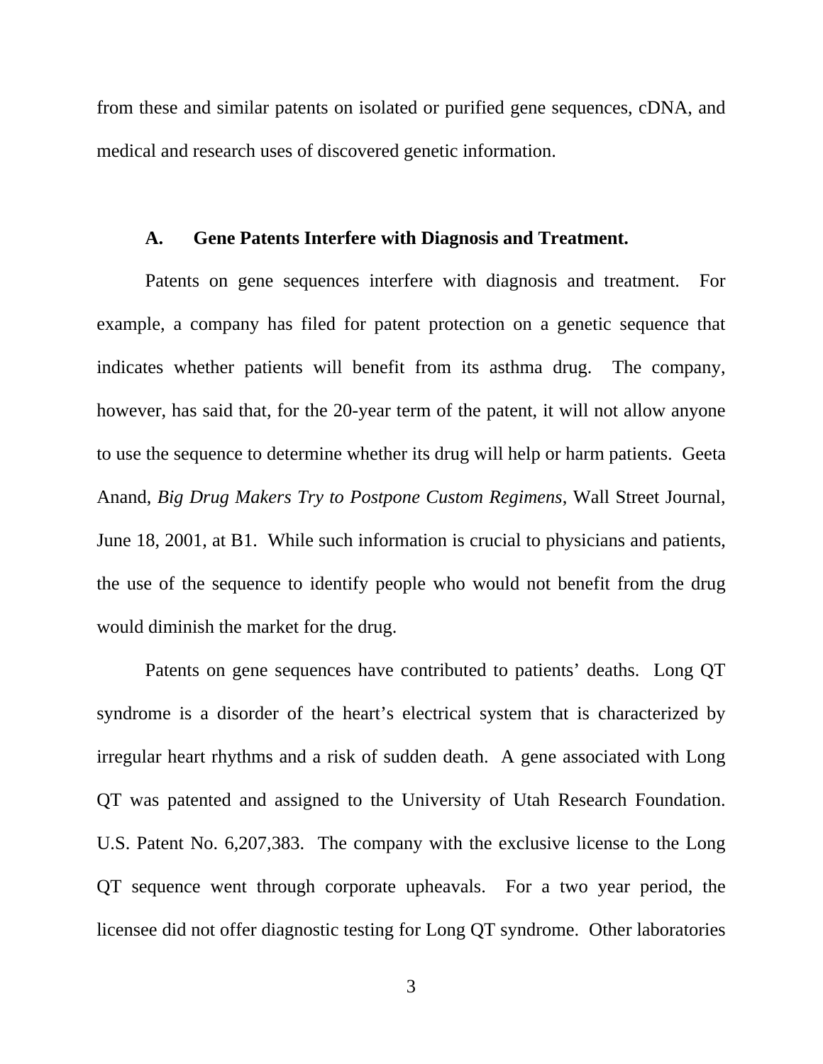from these and similar patents on isolated or purified gene sequences, cDNA, and medical and research uses of discovered genetic information.

### A. Gene Patents Interfere with Diagnosis and Treatment.

Patents on gene sequences interfere with diagnosis and treatment. For example, a company has filed for patent protection on a genetic sequence that indicates whether patients will benefit from its asthma drug. The company, however, has said that, for the 20-year term of the patent, it will not allow anyone to use the sequence to determine whether its drug will help or harm patients. Geeta Anand, *Big Drug Makers Try to Postpone Custom Regimens*, Wall Street Journal, June 18, 2001, at B1. While such information is crucial to physicians and patients, the use of the sequence to identify people who would not benefit from the drug would diminish the market for the drug.

Patents on gene sequences have contributed to patients' deaths. Long QT syndrome is a disorder of the heart's electrical system that is characterized by irregular heart rhythms and a risk of sudden death. A gene associated with Long QT was patented and assigned to the University of Utah Research Foundation. U.S. Patent No. 6,207,383. The company with the exclusive license to the Long QT sequence went through corporate upheavals. For a two year period, the licensee did not offer diagnostic testing for Long QT syndrome. Other laboratories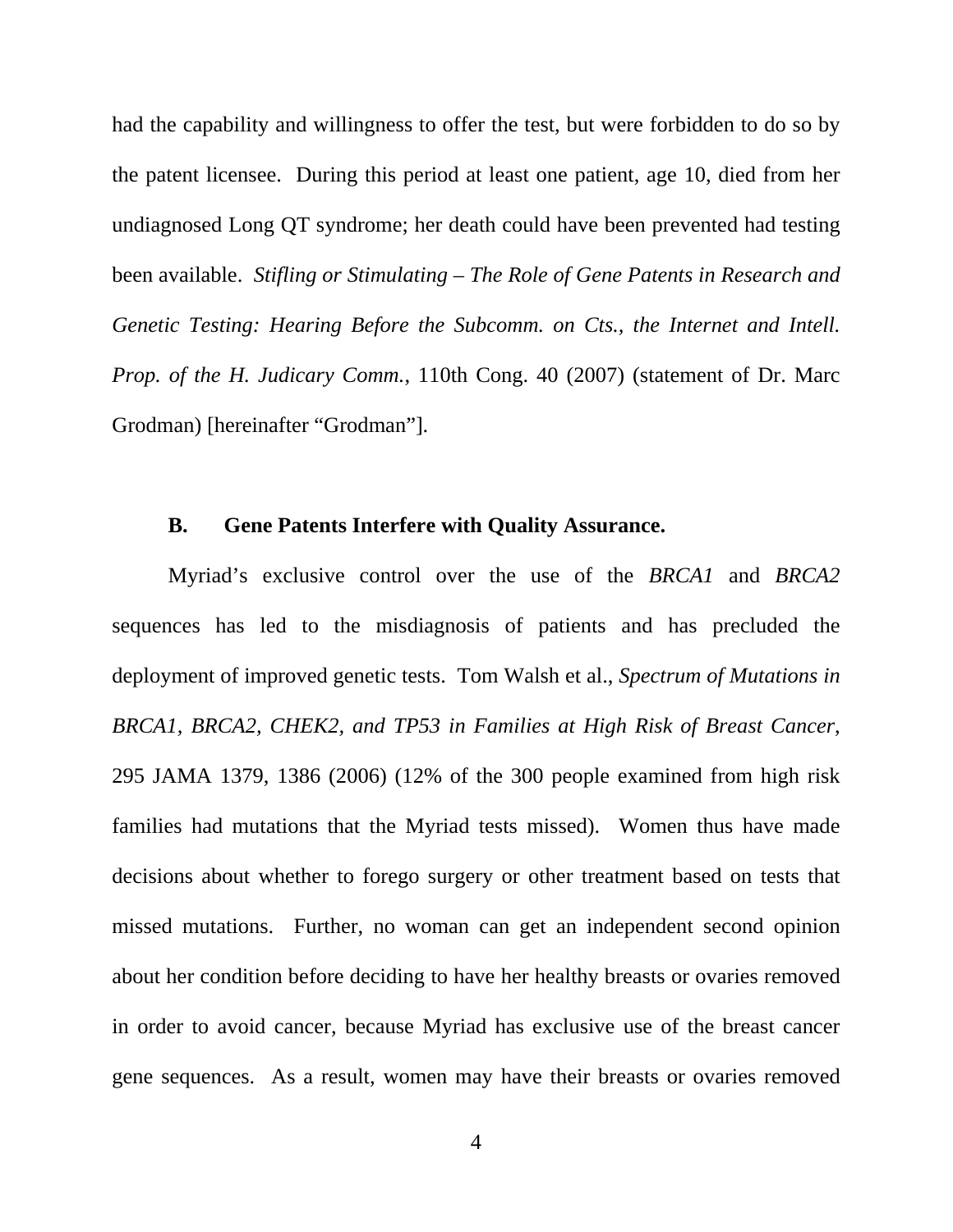had the capability and willingness to offer the test, but were forbidden to do so by the patent licensee. During this period at least one patient, age 10, died from her undiagnosed Long QT syndrome; her death could have been prevented had testing been available. *Stifling or Stimulating – The Role of Gene Patents in Research and Genetic Testing: Hearing Before the Subcomm. on Cts., the Internet and Intell. Prop. of the H. Judicary Comm.*, 110th Cong. 40 (2007) (statement of Dr. Marc Grodman) [hereinafter "Grodman"].

### B. Gene Patents Interfere with Quality Assurance.

Myriad's exclusive control over the use of the *BRCA1* and *BRCA2* sequences has led to the misdiagnosis of patients and has precluded the deployment of improved genetic tests. Tom Walsh et al., *Spectrum of Mutations in BRCA1, BRCA2, CHEK2, and TP53 in Families at High Risk of Breast Cancer*, 295 JAMA 1379, 1386 (2006) (12% of the 300 people examined from high risk families had mutations that the Myriad tests missed). Women thus have made decisions about whether to forego surgery or other treatment based on tests that missed mutations. Further, no woman can get an independent second opinion about her condition before deciding to have her healthy breasts or ovaries removed in order to avoid cancer, because Myriad has exclusive use of the breast cancer gene sequences. As a result, women may have their breasts or ovaries removed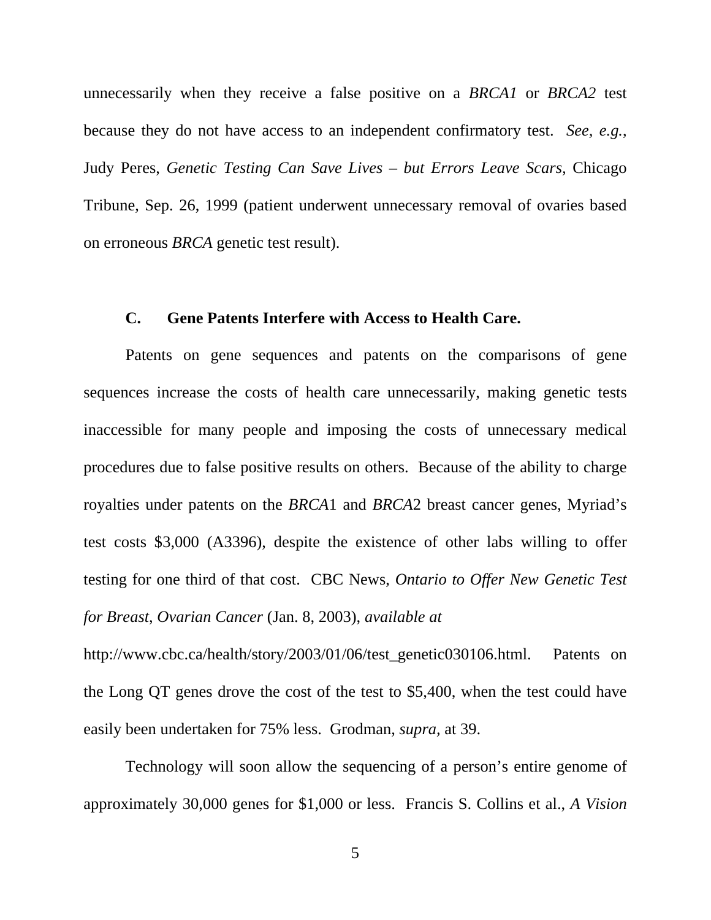unnecessarily when they receive a false positive on a *BRCA1* or *BRCA2* test because they do not have access to an independent confirmatory test. *See, e.g.*, Judy Peres, *Genetic Testing Can Save Lives – but Errors Leave Scars*, Chicago Tribune, Sep. 26, 1999 (patient underwent unnecessary removal of ovaries based on erroneous *BRCA* genetic test result).

### C. Gene Patents Interfere with Access to Health Care.

Patents on gene sequences and patents on the comparisons of gene sequences increase the costs of health care unnecessarily, making genetic tests inaccessible for many people and imposing the costs of unnecessary medical procedures due to false positive results on others. Because of the ability to charge royalties under patents on the *BRCA*1 and *BRCA*2 breast cancer genes, Myriad's test costs $3,000 (A3396), despite the existence of other labs willing to offer testing for one third of that cost. CBC News, *Ontario to Offer New Genetic Test for Breast, Ovarian Cancer* (Jan. 8, 2003), *available at* http://www.cbc.ca/health/story/2003/01/06/test_genetic030106.html. Patents on the Long QT genes drove the cost of the test to $5,400, when the test could have easily been undertaken for 75% less. Grodman, *supra*, at 39.

Technology will soon allow the sequencing of a person's entire genome of approximately 30,000 genes for $1,000 or less. Francis S. Collins et al., *A Vision*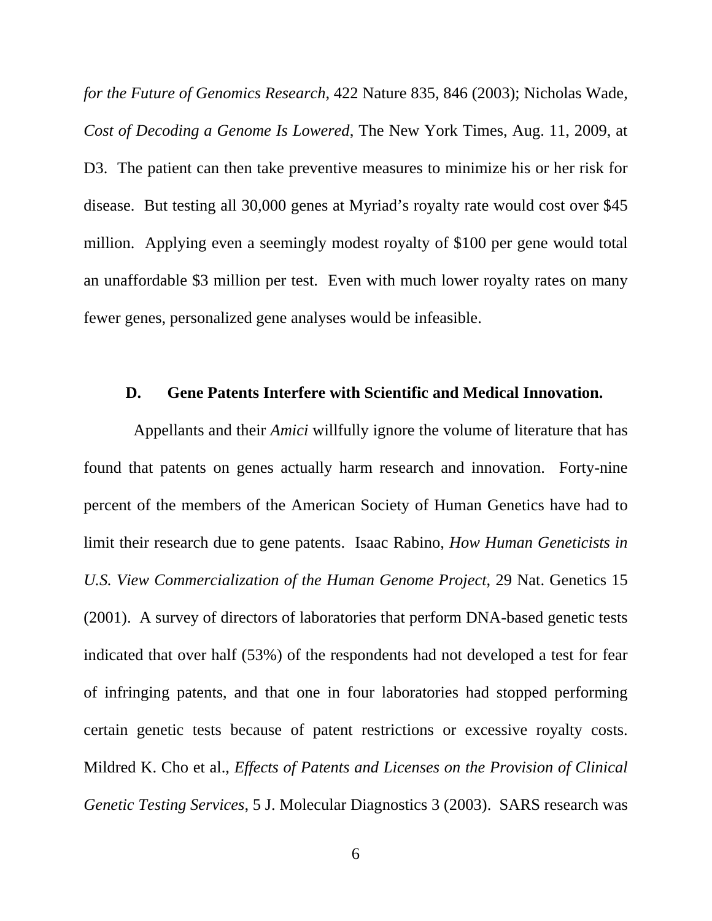*for the Future of Genomics Research*, 422 Nature 835, 846 (2003); Nicholas Wade, *Cost of Decoding a Genome Is Lowered*, The New York Times, Aug. 11, 2009, at D3. The patient can then take preventive measures to minimize his or her risk for disease. But testing all 30,000 genes at Myriad's royalty rate would cost over $45 million. Applying even a seemingly modest royalty of $100 per gene would total an unaffordable $3 million per test. Even with much lower royalty rates on many fewer genes, personalized gene analyses would be infeasible.

### D. Gene Patents Interfere with Scientific and Medical Innovation.

Appellants and their *Amici* willfully ignore the volume of literature that has found that patents on genes actually harm research and innovation. Forty-nine percent of the members of the American Society of Human Genetics have had to limit their research due to gene patents. Isaac Rabino, *How Human Geneticists in U.S. View Commercialization of the Human Genome Project*, 29 Nat. Genetics 15 (2001). A survey of directors of laboratories that perform DNA-based genetic tests indicated that over half (53%) of the respondents had not developed a test for fear of infringing patents, and that one in four laboratories had stopped performing certain genetic tests because of patent restrictions or excessive royalty costs. Mildred K. Cho et al., *Effects of Patents and Licenses on the Provision of Clinical Genetic Testing Services*, 5 J. Molecular Diagnostics 3 (2003). SARS research was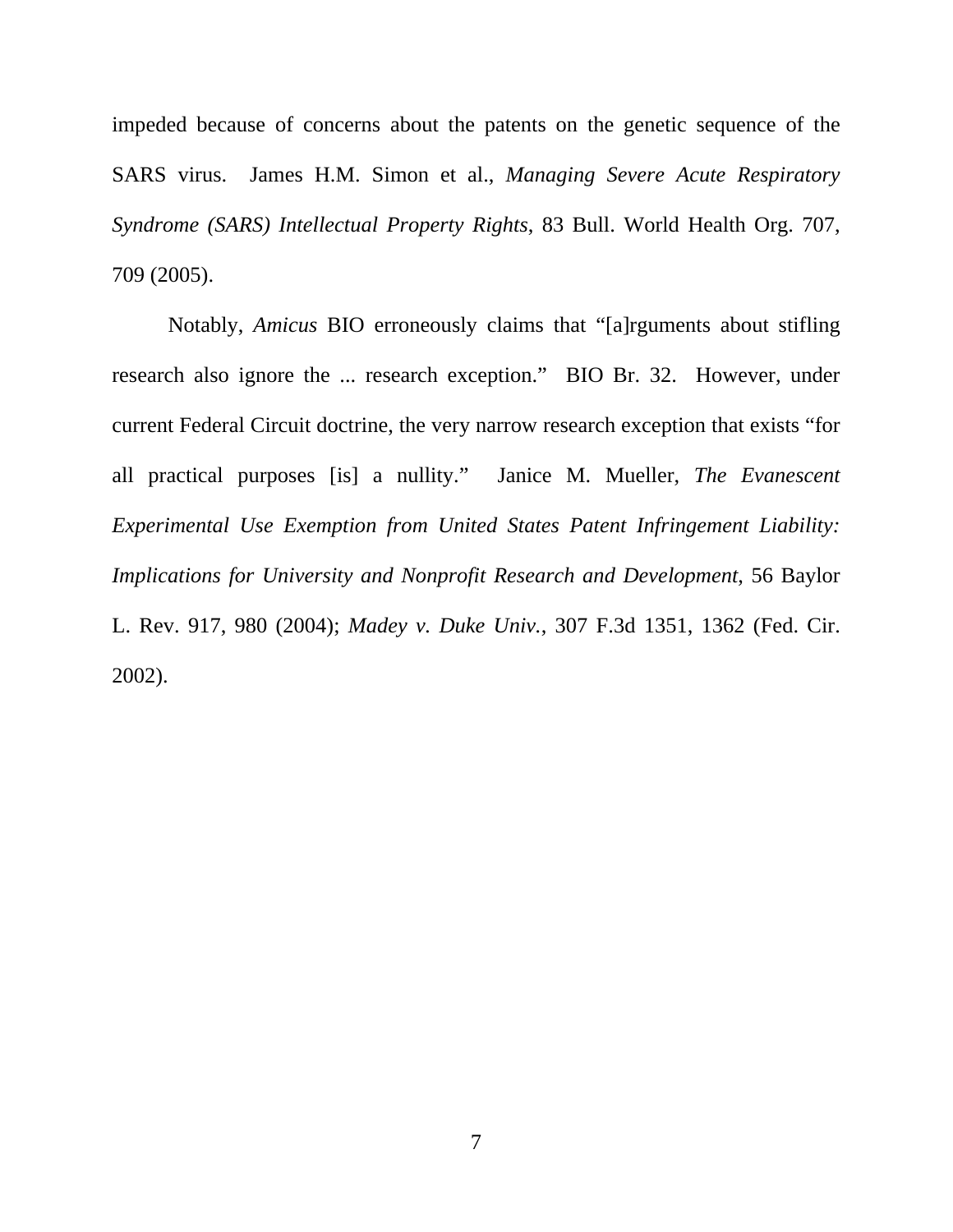impeded because of concerns about the patents on the genetic sequence of the SARS virus. James H.M. Simon et al., *Managing Severe Acute Respiratory Syndrome (SARS) Intellectual Property Rights*, 83 Bull. World Health Org. 707, 709 (2005).

Notably, *Amicus* BIO erroneously claims that "[a]rguments about stifling research also ignore the ... research exception." BIO Br. 32. However, under current Federal Circuit doctrine, the very narrow research exception that exists "for all practical purposes [is] a nullity." Janice M. Mueller, *The Evanescent Experimental Use Exemption from United States Patent Infringement Liability: Implications for University and Nonprofit Research and Development*, 56 Baylor L. Rev. 917, 980 (2004); *Madey v. Duke Univ.*, 307 F.3d 1351, 1362 (Fed. Cir. 2002).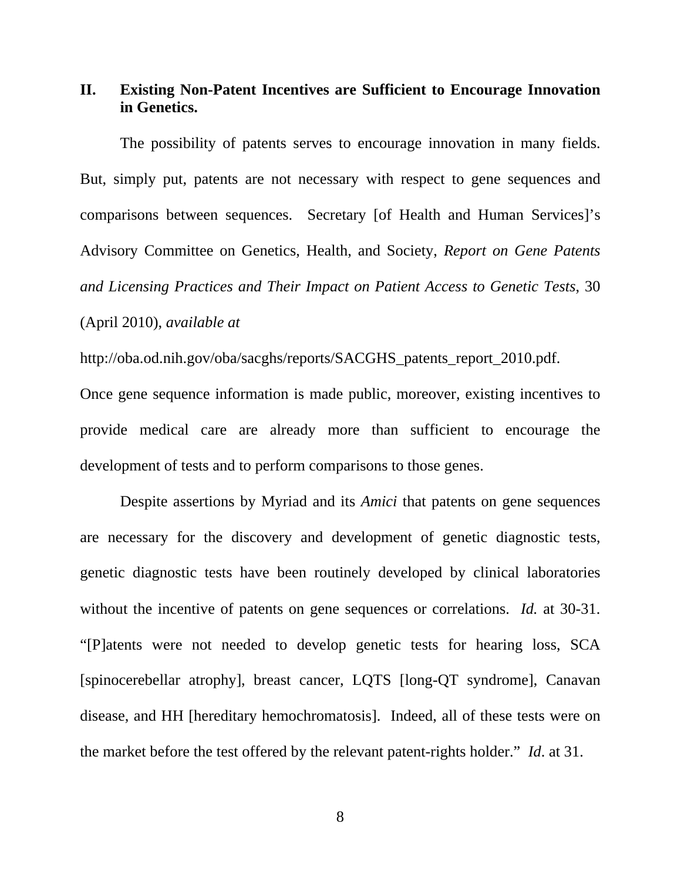## II. Existing Non-Patent Incentives are Sufficient to Encourage Innovation in Genetics.

The possibility of patents serves to encourage innovation in many fields. But, simply put, patents are not necessary with respect to gene sequences and comparisons between sequences. Secretary [of Health and Human Services]'s Advisory Committee on Genetics, Health, and Society, *Report on Gene Patents and Licensing Practices and Their Impact on Patient Access to Genetic Tests*, 30 (April 2010), *available at*

http://oba.od.nih.gov/oba/sacghs/reports/SACGHS_patents_report_2010.pdf.

Once gene sequence information is made public, moreover, existing incentives to provide medical care are already more than sufficient to encourage the development of tests and to perform comparisons to those genes.

Despite assertions by Myriad and its *Amici* that patents on gene sequences are necessary for the discovery and development of genetic diagnostic tests, genetic diagnostic tests have been routinely developed by clinical laboratories without the incentive of patents on gene sequences or correlations. *Id.* at 30-31. "[P]atents were not needed to develop genetic tests for hearing loss, SCA [spinocerebellar atrophy], breast cancer, LQTS [long-QT syndrome], Canavan disease, and HH [hereditary hemochromatosis]. Indeed, all of these tests were on the market before the test offered by the relevant patent-rights holder." *Id*. at 31.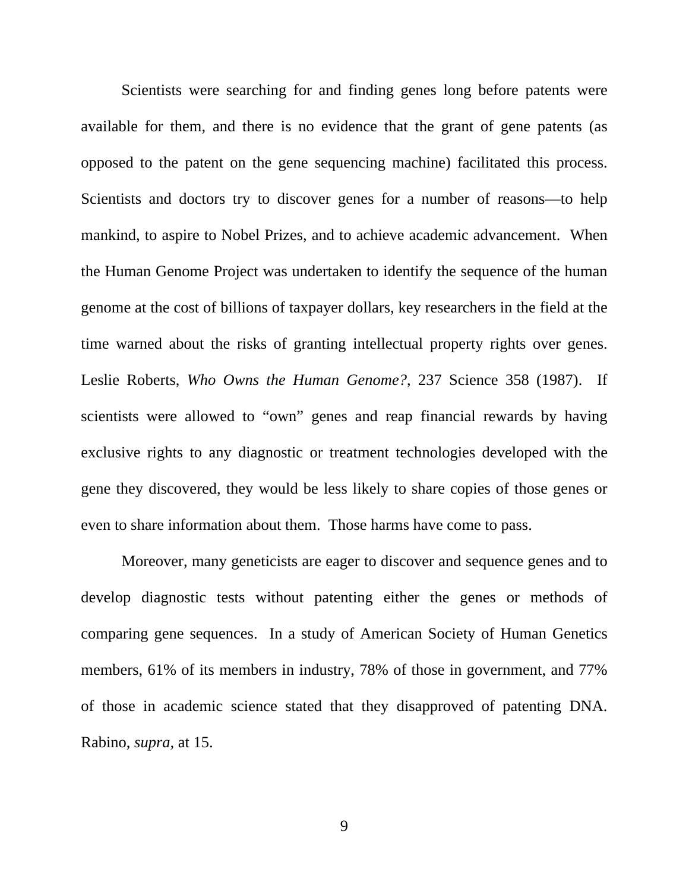Scientists were searching for and finding genes long before patents were available for them, and there is no evidence that the grant of gene patents (as opposed to the patent on the gene sequencing machine) facilitated this process. Scientists and doctors try to discover genes for a number of reasons—to help mankind, to aspire to Nobel Prizes, and to achieve academic advancement. When the Human Genome Project was undertaken to identify the sequence of the human genome at the cost of billions of taxpayer dollars, key researchers in the field at the time warned about the risks of granting intellectual property rights over genes. Leslie Roberts, *Who Owns the Human Genome?*, 237 Science 358 (1987). If scientists were allowed to "own" genes and reap financial rewards by having exclusive rights to any diagnostic or treatment technologies developed with the gene they discovered, they would be less likely to share copies of those genes or even to share information about them. Those harms have come to pass.

Moreover, many geneticists are eager to discover and sequence genes and to develop diagnostic tests without patenting either the genes or methods of comparing gene sequences. In a study of American Society of Human Genetics members, 61% of its members in industry, 78% of those in government, and 77% of those in academic science stated that they disapproved of patenting DNA. Rabino, *supra*, at 15.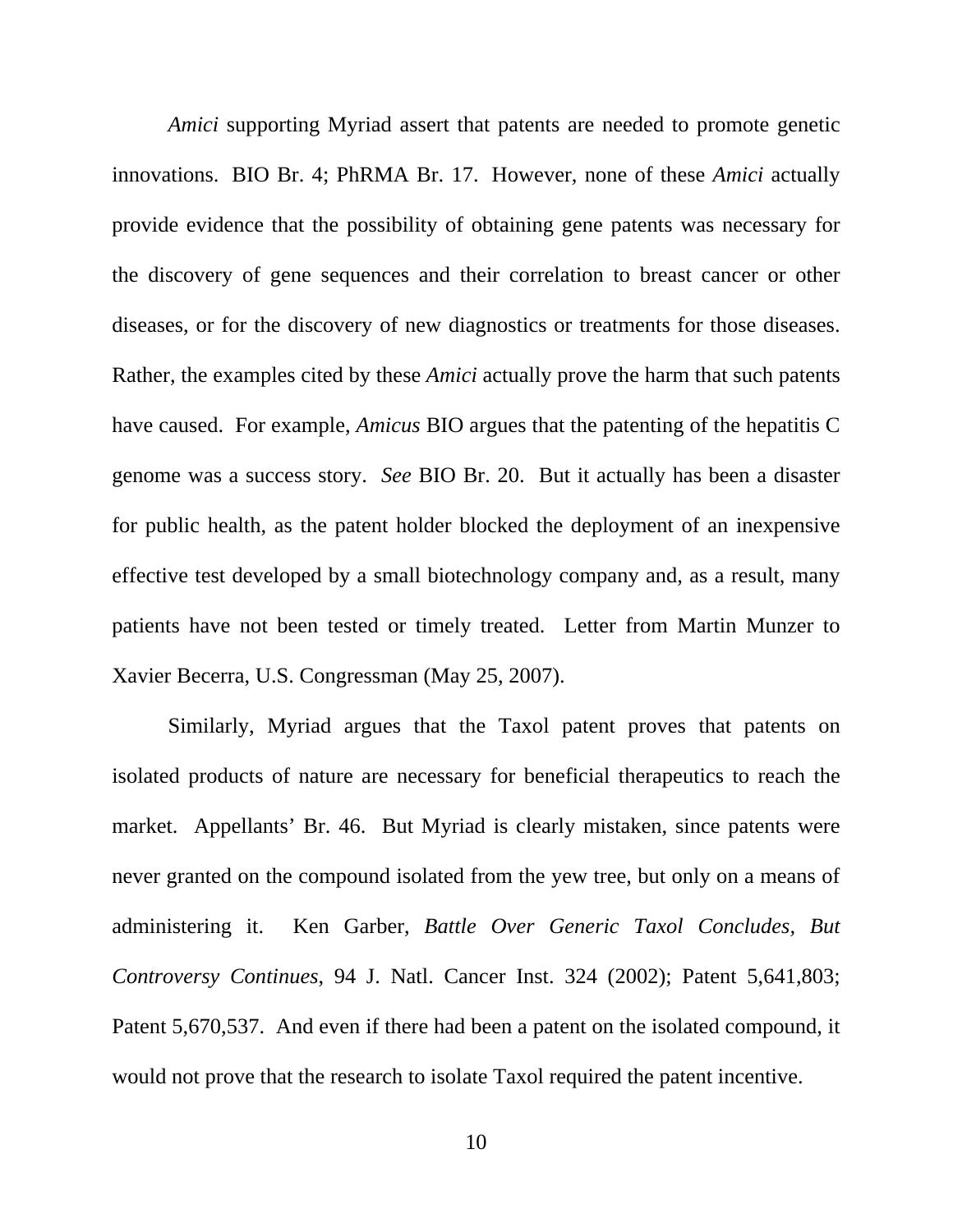*Amici* supporting Myriad assert that patents are needed to promote genetic innovations. BIO Br. 4; PhRMA Br. 17. However, none of these *Amici* actually provide evidence that the possibility of obtaining gene patents was necessary for the discovery of gene sequences and their correlation to breast cancer or other diseases, or for the discovery of new diagnostics or treatments for those diseases. Rather, the examples cited by these *Amici* actually prove the harm that such patents have caused. For example, *Amicus* BIO argues that the patenting of the hepatitis C genome was a success story. *See* BIO Br. 20. But it actually has been a disaster for public health, as the patent holder blocked the deployment of an inexpensive effective test developed by a small biotechnology company and, as a result, many patients have not been tested or timely treated. Letter from Martin Munzer to Xavier Becerra, U.S. Congressman (May 25, 2007).

Similarly, Myriad argues that the Taxol patent proves that patents on isolated products of nature are necessary for beneficial therapeutics to reach the market. Appellants' Br. 46. But Myriad is clearly mistaken, since patents were never granted on the compound isolated from the yew tree, but only on a means of administering it. Ken Garber, *Battle Over Generic Taxol Concludes, But Controversy Continues*, 94 J. Natl. Cancer Inst. 324 (2002); Patent 5,641,803; Patent 5,670,537. And even if there had been a patent on the isolated compound, it would not prove that the research to isolate Taxol required the patent incentive.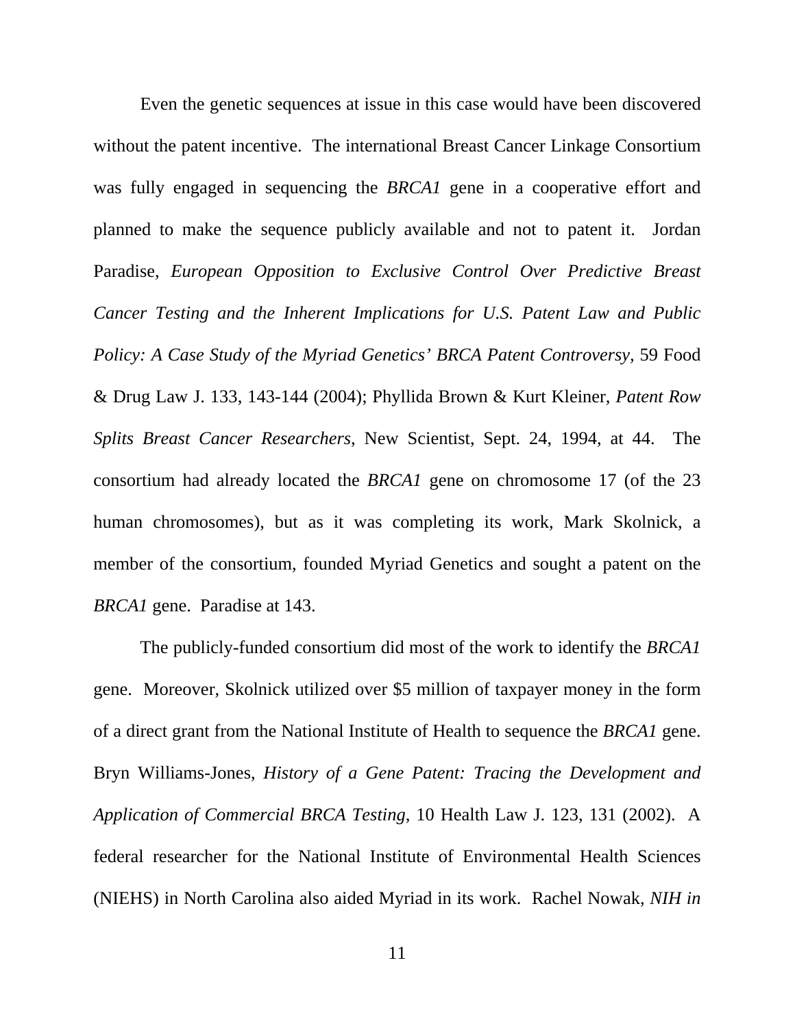Even the genetic sequences at issue in this case would have been discovered without the patent incentive. The international Breast Cancer Linkage Consortium was fully engaged in sequencing the *BRCA1* gene in a cooperative effort and planned to make the sequence publicly available and not to patent it. Jordan Paradise, *European Opposition to Exclusive Control Over Predictive Breast Cancer Testing and the Inherent Implications for U.S. Patent Law and Public Policy: A Case Study of the Myriad Genetics' BRCA Patent Controversy*, 59 Food & Drug Law J. 133, 143-144 (2004); Phyllida Brown & Kurt Kleiner, *Patent Row Splits Breast Cancer Researchers*, New Scientist, Sept. 24, 1994, at 44. The consortium had already located the *BRCA1* gene on chromosome 17 (of the 23 human chromosomes), but as it was completing its work, Mark Skolnick, a member of the consortium, founded Myriad Genetics and sought a patent on the *BRCA1* gene. Paradise at 143.

The publicly-funded consortium did most of the work to identify the *BRCA1* gene. Moreover, Skolnick utilized over $5 million of taxpayer money in the form of a direct grant from the National Institute of Health to sequence the *BRCA1* gene. Bryn Williams-Jones, *History of a Gene Patent: Tracing the Development and Application of Commercial BRCA Testing*, 10 Health Law J. 123, 131 (2002). A federal researcher for the National Institute of Environmental Health Sciences (NIEHS) in North Carolina also aided Myriad in its work. Rachel Nowak, *NIH in*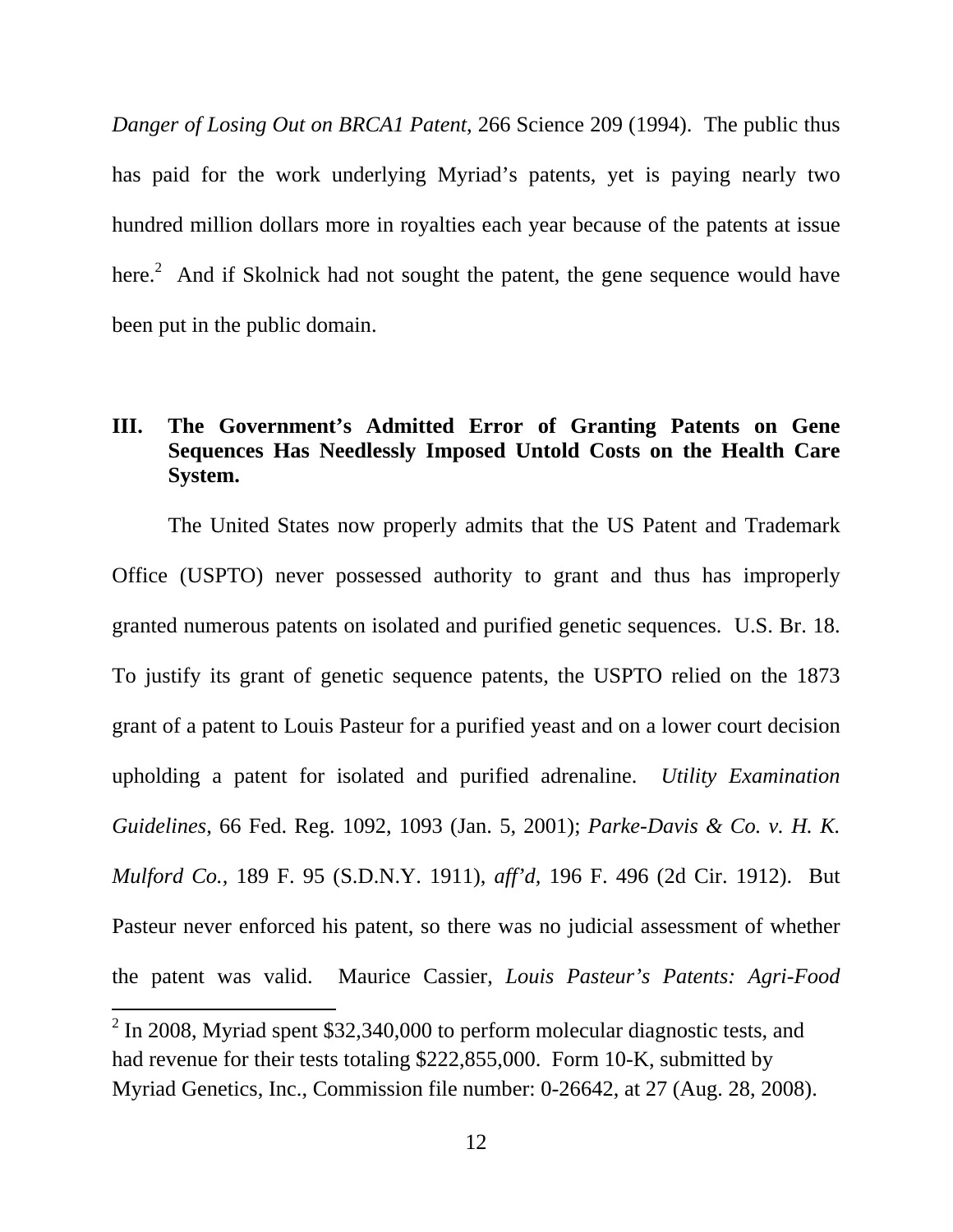*Danger of Losing Out on BRCA1 Patent*, 266 Science 209 (1994). The public thus has paid for the work underlying Myriad's patents, yet is paying nearly two hundred million dollars more in royalties each year because of the patents at issue here.[2] And if Skolnick had not sought the patent, the gene sequence would have been put in the public domain.

## III. The Government's Admitted Error of Granting Patents on Gene Sequences Has Needlessly Imposed Untold Costs on the Health Care System.

The United States now properly admits that the US Patent and Trademark Office (USPTO) never possessed authority to grant and thus has improperly granted numerous patents on isolated and purified genetic sequences. U.S. Br. 18. To justify its grant of genetic sequence patents, the USPTO relied on the 1873 grant of a patent to Louis Pasteur for a purified yeast and on a lower court decision upholding a patent for isolated and purified adrenaline. *Utility Examination Guidelines*, 66 Fed. Reg. 1092, 1093 (Jan. 5, 2001); *Parke-Davis & Co. v. H. K. Mulford Co.,* 189 F. 95 (S.D.N.Y. 1911), *aff'd,* 196 F. 496 (2d Cir. 1912). But Pasteur never enforced his patent, so there was no judicial assessment of whether the patent was valid. Maurice Cassier, *Louis Pasteur's Patents: Agri-Food*

---

[2] In 2008, Myriad spent $32,340,000 to perform molecular diagnostic tests, and had revenue for their tests totaling $222,855,000. Form 10-K, submitted by Myriad Genetics, Inc., Commission file number: 0-26642, at 27 (Aug. 28, 2008).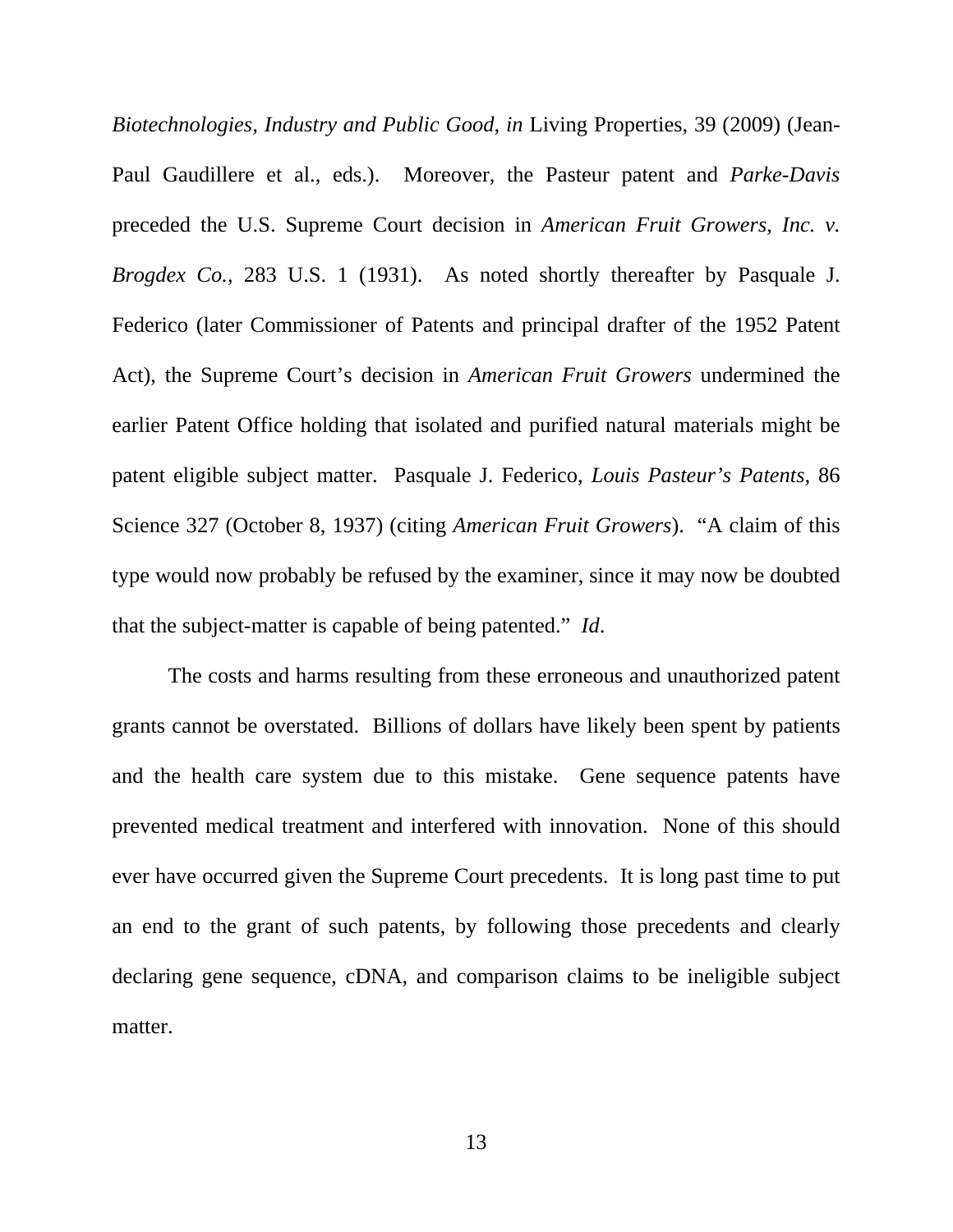*Biotechnologies, Industry and Public Good*, *in* Living Properties, 39 (2009) (Jean-Paul Gaudillere et al., eds.). Moreover, the Pasteur patent and *Parke-Davis* preceded the U.S. Supreme Court decision in *American Fruit Growers, Inc. v. Brogdex Co.*, 283 U.S. 1 (1931). As noted shortly thereafter by Pasquale J. Federico (later Commissioner of Patents and principal drafter of the 1952 Patent Act), the Supreme Court's decision in *American Fruit Growers* undermined the earlier Patent Office holding that isolated and purified natural materials might be patent eligible subject matter. Pasquale J. Federico, *Louis Pasteur's Patents*, 86 Science 327 (October 8, 1937) (citing *American Fruit Growers*). "A claim of this type would now probably be refused by the examiner, since it may now be doubted that the subject-matter is capable of being patented." *Id*.

The costs and harms resulting from these erroneous and unauthorized patent grants cannot be overstated. Billions of dollars have likely been spent by patients and the health care system due to this mistake. Gene sequence patents have prevented medical treatment and interfered with innovation. None of this should ever have occurred given the Supreme Court precedents. It is long past time to put an end to the grant of such patents, by following those precedents and clearly declaring gene sequence, cDNA, and comparison claims to be ineligible subject matter.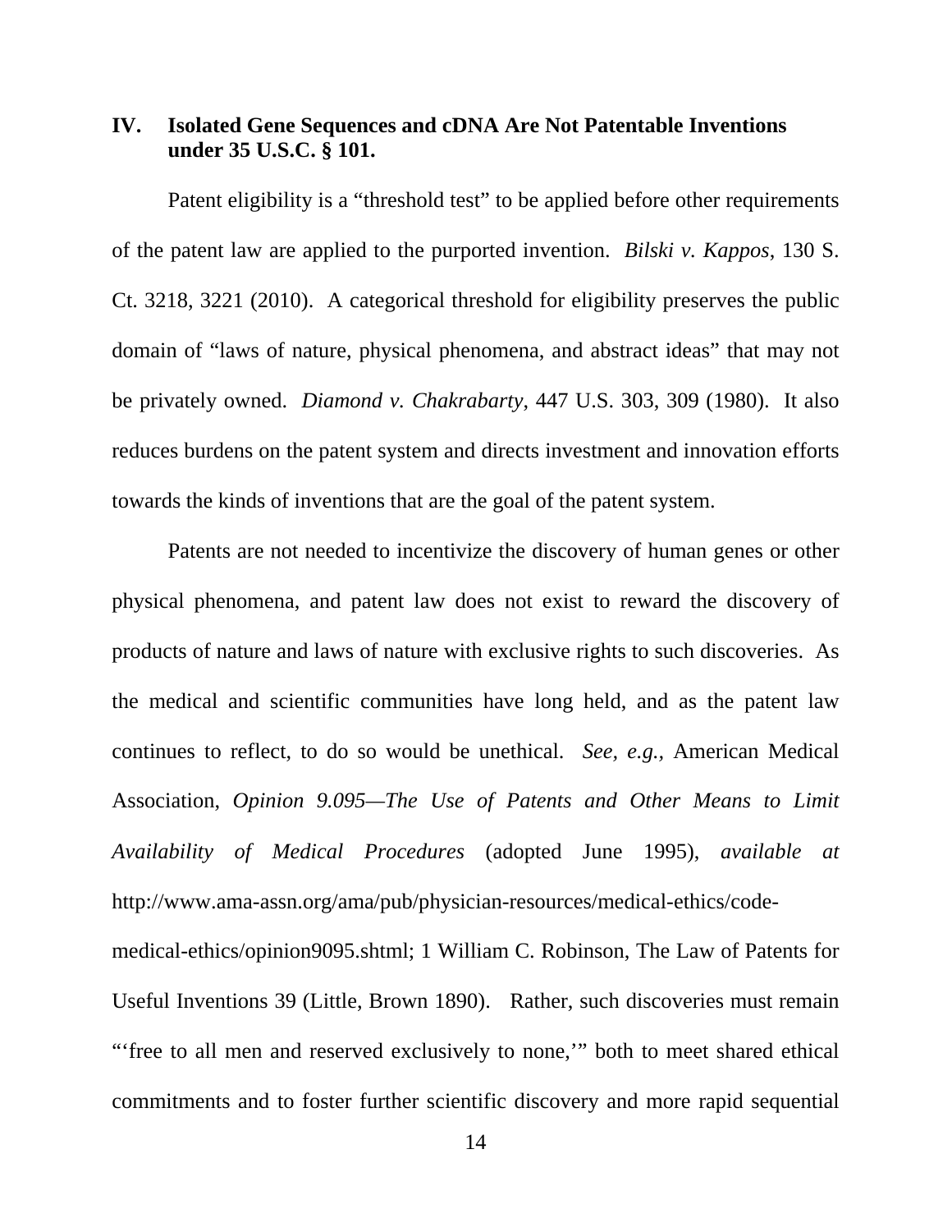## IV. Isolated Gene Sequences and cDNA Are Not Patentable Inventions under 35 U.S.C. § 101.

Patent eligibility is a "threshold test" to be applied before other requirements of the patent law are applied to the purported invention. *Bilski v. Kappos*, 130 S. Ct. 3218, 3221 (2010). A categorical threshold for eligibility preserves the public domain of "laws of nature, physical phenomena, and abstract ideas" that may not be privately owned. *Diamond v. Chakrabarty*, 447 U.S. 303, 309 (1980). It also reduces burdens on the patent system and directs investment and innovation efforts towards the kinds of inventions that are the goal of the patent system.

Patents are not needed to incentivize the discovery of human genes or other physical phenomena, and patent law does not exist to reward the discovery of products of nature and laws of nature with exclusive rights to such discoveries. As the medical and scientific communities have long held, and as the patent law continues to reflect, to do so would be unethical. *See, e.g.,* American Medical Association, *Opinion 9.095—The Use of Patents and Other Means to Limit Availability of Medical Procedures* (adopted June 1995), *available at* http://www.ama-assn.org/ama/pub/physician-resources/medical-ethics/code-medical-ethics/opinion9095.shtml; 1 William C. Robinson, The Law of Patents for Useful Inventions 39 (Little, Brown 1890). Rather, such discoveries must remain "'free to all men and reserved exclusively to none,'" both to meet shared ethical commitments and to foster further scientific discovery and more rapid sequential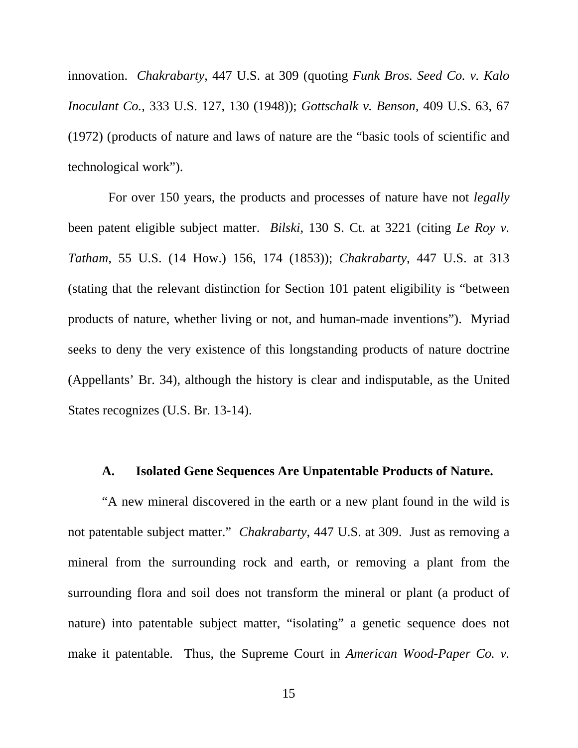innovation. *Chakrabarty*, 447 U.S. at 309 (quoting *Funk Bros. Seed Co. v. Kalo Inoculant Co.,* 333 U.S. 127, 130 (1948)); *Gottschalk v. Benson,* 409 U.S. 63, 67 (1972) (products of nature and laws of nature are the "basic tools of scientific and technological work").

For over 150 years, the products and processes of nature have not *legally* been patent eligible subject matter. *Bilski*, 130 S. Ct. at 3221 (citing *Le Roy v. Tatham*, 55 U.S. (14 How.) 156, 174 (1853)); *Chakrabarty*, 447 U.S. at 313 (stating that the relevant distinction for Section 101 patent eligibility is "between products of nature, whether living or not, and human-made inventions"). Myriad seeks to deny the very existence of this longstanding products of nature doctrine (Appellants' Br. 34), although the history is clear and indisputable, as the United States recognizes (U.S. Br. 13-14).

### A. Isolated Gene Sequences Are Unpatentable Products of Nature.

"A new mineral discovered in the earth or a new plant found in the wild is not patentable subject matter." *Chakrabarty*, 447 U.S. at 309. Just as removing a mineral from the surrounding rock and earth, or removing a plant from the surrounding flora and soil does not transform the mineral or plant (a product of nature) into patentable subject matter, "isolating" a genetic sequence does not make it patentable. Thus, the Supreme Court in *American Wood-Paper Co. v.*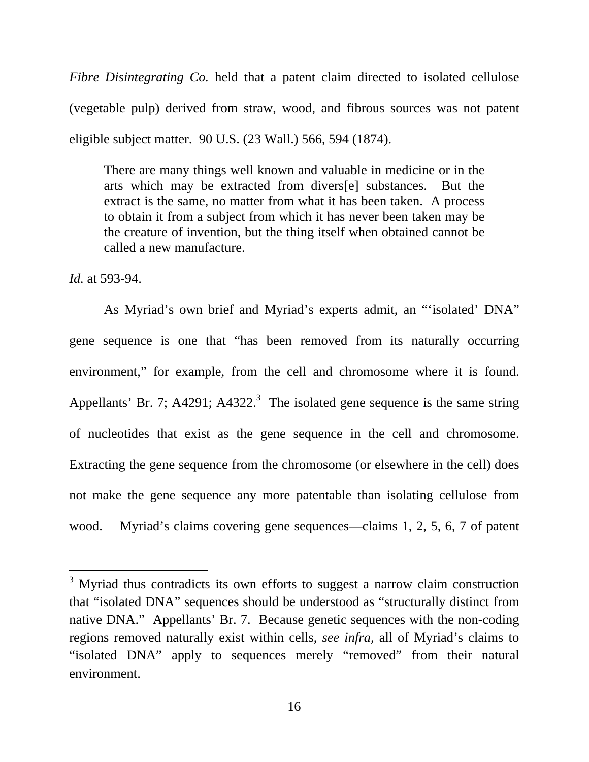*Fibre Disintegrating Co.* held that a patent claim directed to isolated cellulose (vegetable pulp) derived from straw, wood, and fibrous sources was not patent eligible subject matter. 90 U.S. (23 Wall.) 566, 594 (1874).

> There are many things well known and valuable in medicine or in the arts which may be extracted from divers[e] substances. But the extract is the same, no matter from what it has been taken. A process to obtain it from a subject from which it has never been taken may be the creature of invention, but the thing itself when obtained cannot be called a new manufacture.

*Id.* at 593-94.

As Myriad's own brief and Myriad's experts admit, an "'isolated' DNA" gene sequence is one that "has been removed from its naturally occurring environment," for example, from the cell and chromosome where it is found. Appellants' Br. 7; A4291; A4322.[3] The isolated gene sequence is the same string of nucleotides that exist as the gene sequence in the cell and chromosome. Extracting the gene sequence from the chromosome (or elsewhere in the cell) does not make the gene sequence any more patentable than isolating cellulose from wood. Myriad's claims covering gene sequences—claims 1, 2, 5, 6, 7 of patent

---

[3] Myriad thus contradicts its own efforts to suggest a narrow claim construction that "isolated DNA" sequences should be understood as "structurally distinct from native DNA." Appellants' Br. 7. Because genetic sequences with the non-coding regions removed naturally exist within cells, *see infra,* all of Myriad's claims to "isolated DNA" apply to sequences merely "removed" from their natural environment.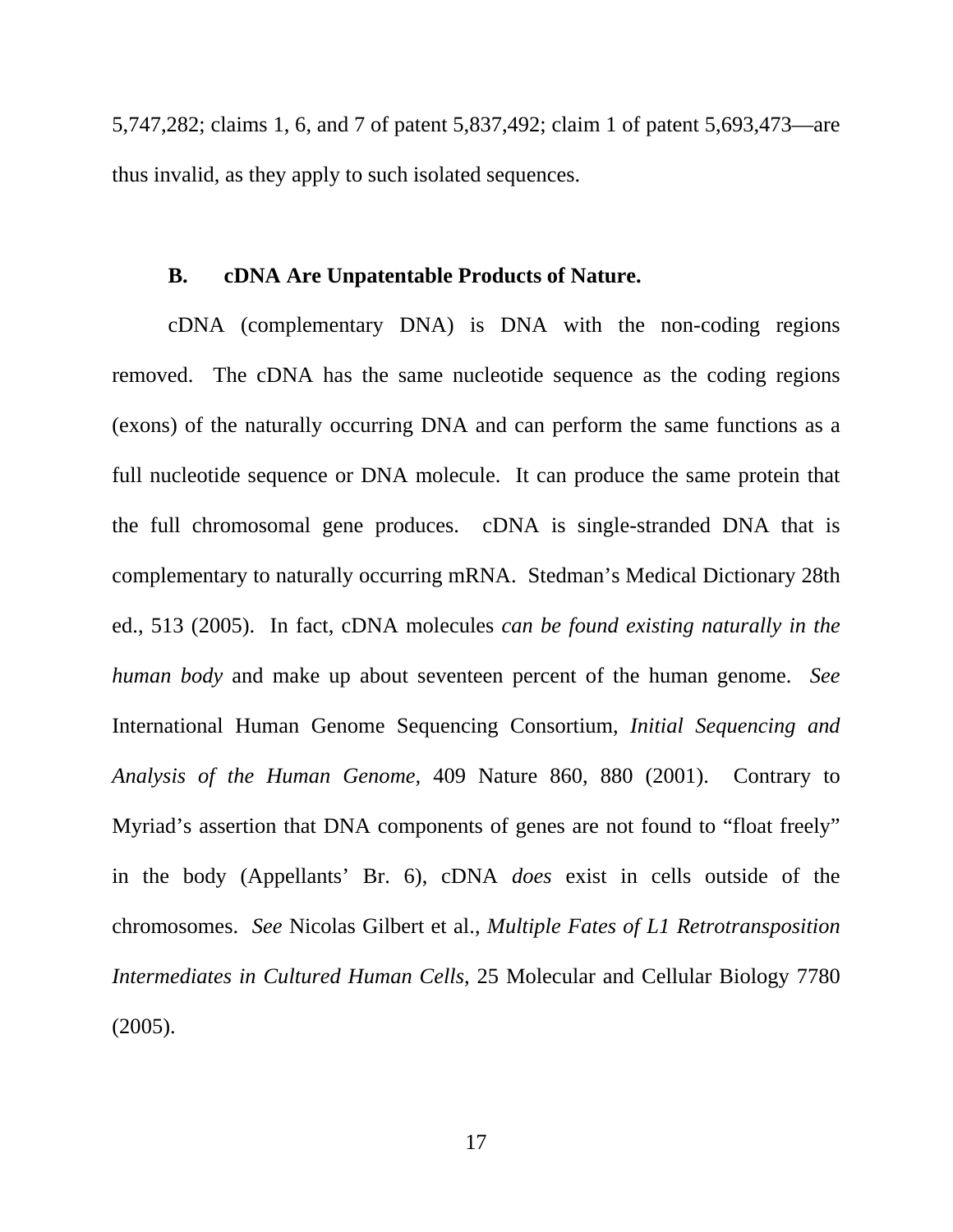5,747,282; claims 1, 6, and 7 of patent 5,837,492; claim 1 of patent 5,693,473—are thus invalid, as they apply to such isolated sequences.

### B. cDNA Are Unpatentable Products of Nature.

cDNA (complementary DNA) is DNA with the non-coding regions removed. The cDNA has the same nucleotide sequence as the coding regions (exons) of the naturally occurring DNA and can perform the same functions as a full nucleotide sequence or DNA molecule. It can produce the same protein that the full chromosomal gene produces. cDNA is single-stranded DNA that is complementary to naturally occurring mRNA. Stedman's Medical Dictionary 28th ed., 513 (2005). In fact, cDNA molecules *can be found existing naturally in the human body* and make up about seventeen percent of the human genome. *See* International Human Genome Sequencing Consortium, *Initial Sequencing and Analysis of the Human Genome,* 409 Nature 860, 880 (2001). Contrary to Myriad's assertion that DNA components of genes are not found to "float freely" in the body (Appellants' Br. 6), cDNA *does* exist in cells outside of the chromosomes. *See* Nicolas Gilbert et al., *Multiple Fates of L1 Retrotransposition Intermediates in Cultured Human Cells*, 25 Molecular and Cellular Biology 7780 (2005).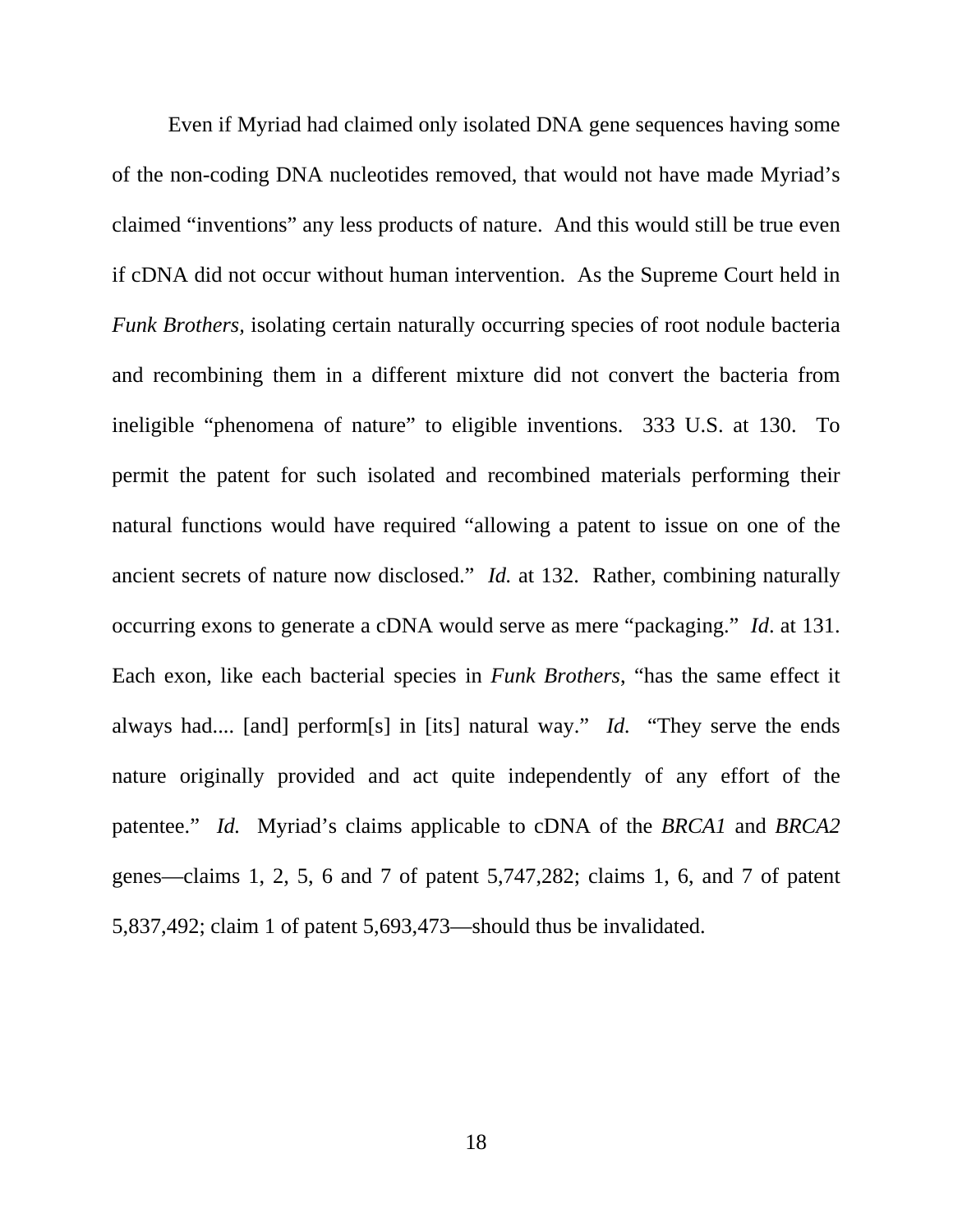Even if Myriad had claimed only isolated DNA gene sequences having some of the non-coding DNA nucleotides removed, that would not have made Myriad's claimed "inventions" any less products of nature. And this would still be true even if cDNA did not occur without human intervention. As the Supreme Court held in *Funk Brothers*, isolating certain naturally occurring species of root nodule bacteria and recombining them in a different mixture did not convert the bacteria from ineligible "phenomena of nature" to eligible inventions. 333 U.S. at 130. To permit the patent for such isolated and recombined materials performing their natural functions would have required "allowing a patent to issue on one of the ancient secrets of nature now disclosed." *Id.* at 132. Rather, combining naturally occurring exons to generate a cDNA would serve as mere "packaging." *Id*. at 131. Each exon, like each bacterial species in *Funk Brothers*, "has the same effect it always had.... [and] perform[s] in [its] natural way." *Id.* "They serve the ends nature originally provided and act quite independently of any effort of the patentee." *Id.* Myriad's claims applicable to cDNA of the *BRCA1* and *BRCA2* genes—claims 1, 2, 5, 6 and 7 of patent 5,747,282; claims 1, 6, and 7 of patent 5,837,492; claim 1 of patent 5,693,473—should thus be invalidated.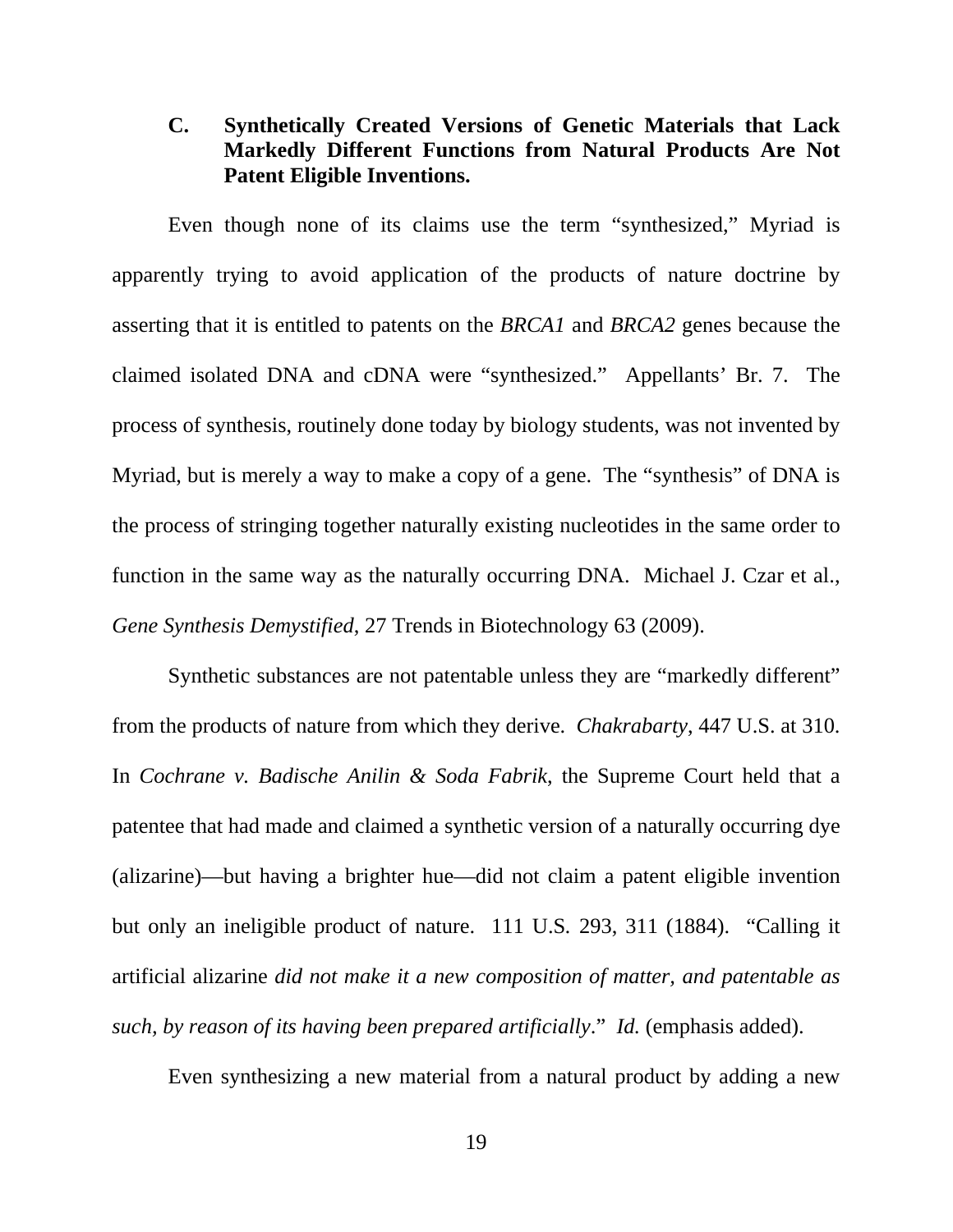### C. Synthetically Created Versions of Genetic Materials that Lack Markedly Different Functions from Natural Products Are Not Patent Eligible Inventions.

Even though none of its claims use the term "synthesized," Myriad is apparently trying to avoid application of the products of nature doctrine by asserting that it is entitled to patents on the *BRCA1* and *BRCA2* genes because the claimed isolated DNA and cDNA were "synthesized." Appellants' Br. 7. The process of synthesis, routinely done today by biology students, was not invented by Myriad, but is merely a way to make a copy of a gene. The "synthesis" of DNA is the process of stringing together naturally existing nucleotides in the same order to function in the same way as the naturally occurring DNA. Michael J. Czar et al., *Gene Synthesis Demystified*, 27 Trends in Biotechnology 63 (2009).

Synthetic substances are not patentable unless they are "markedly different" from the products of nature from which they derive. *Chakrabarty*, 447 U.S. at 310. In *Cochrane v. Badische Anilin & Soda Fabrik,* the Supreme Court held that a patentee that had made and claimed a synthetic version of a naturally occurring dye (alizarine)—but having a brighter hue—did not claim a patent eligible invention but only an ineligible product of nature. 111 U.S. 293, 311 (1884). "Calling it artificial alizarine *did not make it a new composition of matter, and patentable as such, by reason of its having been prepared artificially*." *Id.* (emphasis added).

Even synthesizing a new material from a natural product by adding a new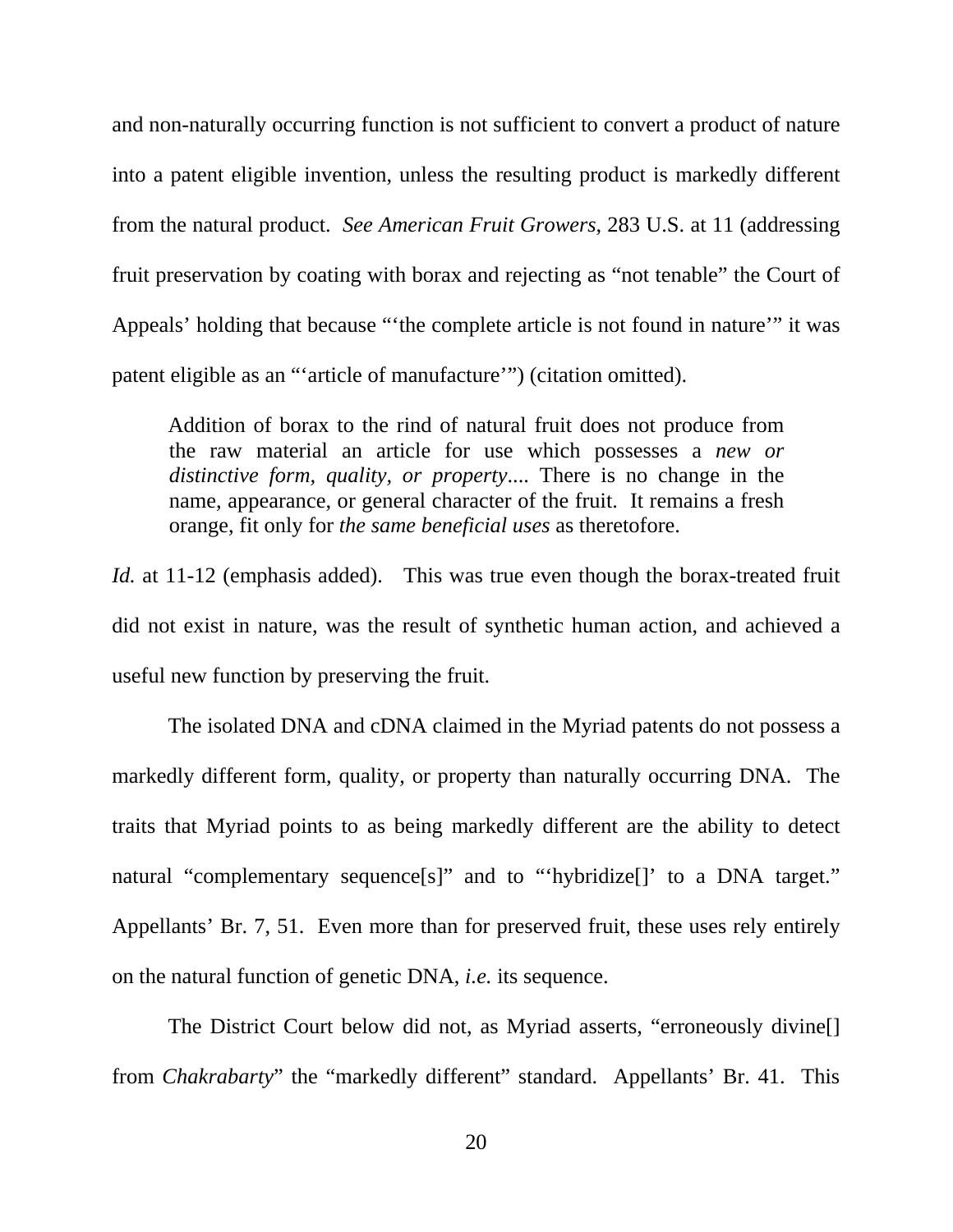and non-naturally occurring function is not sufficient to convert a product of nature into a patent eligible invention, unless the resulting product is markedly different from the natural product. *See American Fruit Growers*, 283 U.S. at 11 (addressing fruit preservation by coating with borax and rejecting as "not tenable" the Court of Appeals' holding that because "'the complete article is not found in nature'" it was patent eligible as an "'article of manufacture'") (citation omitted).

> Addition of borax to the rind of natural fruit does not produce from the raw material an article for use which possesses a *new or distinctive form, quality, or property*.... There is no change in the name, appearance, or general character of the fruit. It remains a fresh orange, fit only for *the same beneficial uses* as theretofore.

*Id.* at 11-12 (emphasis added). This was true even though the borax-treated fruit did not exist in nature, was the result of synthetic human action, and achieved a useful new function by preserving the fruit.

The isolated DNA and cDNA claimed in the Myriad patents do not possess a markedly different form, quality, or property than naturally occurring DNA. The traits that Myriad points to as being markedly different are the ability to detect natural "complementary sequence[s]" and to "'hybridize[]' to a DNA target." Appellants' Br. 7, 51. Even more than for preserved fruit, these uses rely entirely on the natural function of genetic DNA, *i.e.* its sequence.

The District Court below did not, as Myriad asserts, "erroneously divine[] from *Chakrabarty*" the "markedly different" standard. Appellants' Br. 41. This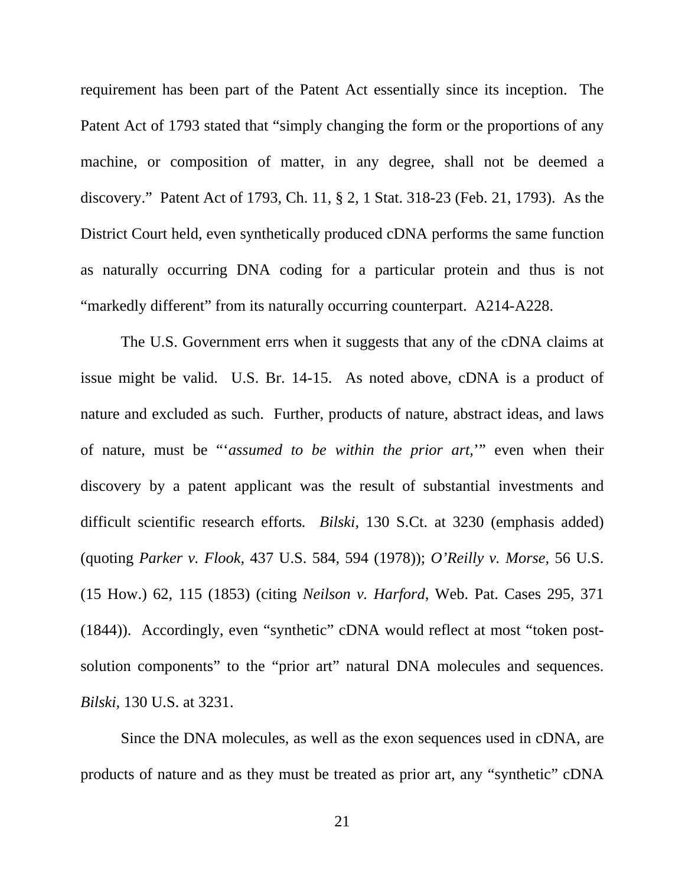requirement has been part of the Patent Act essentially since its inception. The Patent Act of 1793 stated that "simply changing the form or the proportions of any machine, or composition of matter, in any degree, shall not be deemed a discovery." Patent Act of 1793, Ch. 11, § 2, 1 Stat. 318-23 (Feb. 21, 1793). As the District Court held, even synthetically produced cDNA performs the same function as naturally occurring DNA coding for a particular protein and thus is not "markedly different" from its naturally occurring counterpart. A214-A228.

The U.S. Government errs when it suggests that any of the cDNA claims at issue might be valid. U.S. Br. 14-15. As noted above, cDNA is a product of nature and excluded as such. Further, products of nature, abstract ideas, and laws of nature, must be "'*assumed to be within the prior art,*'" even when their discovery by a patent applicant was the result of substantial investments and difficult scientific research efforts. *Bilski,* 130 S.Ct. at 3230 (emphasis added) (quoting *Parker v. Flook,* 437 U.S. 584, 594 (1978)); *O'Reilly v. Morse,* 56 U.S. (15 How.) 62, 115 (1853) (citing *Neilson v. Harford*, Web. Pat. Cases 295, 371 (1844)). Accordingly, even "synthetic" cDNA would reflect at most "token post-solution components" to the "prior art" natural DNA molecules and sequences. *Bilski,* 130 U.S. at 3231.

Since the DNA molecules, as well as the exon sequences used in cDNA, are products of nature and as they must be treated as prior art, any "synthetic" cDNA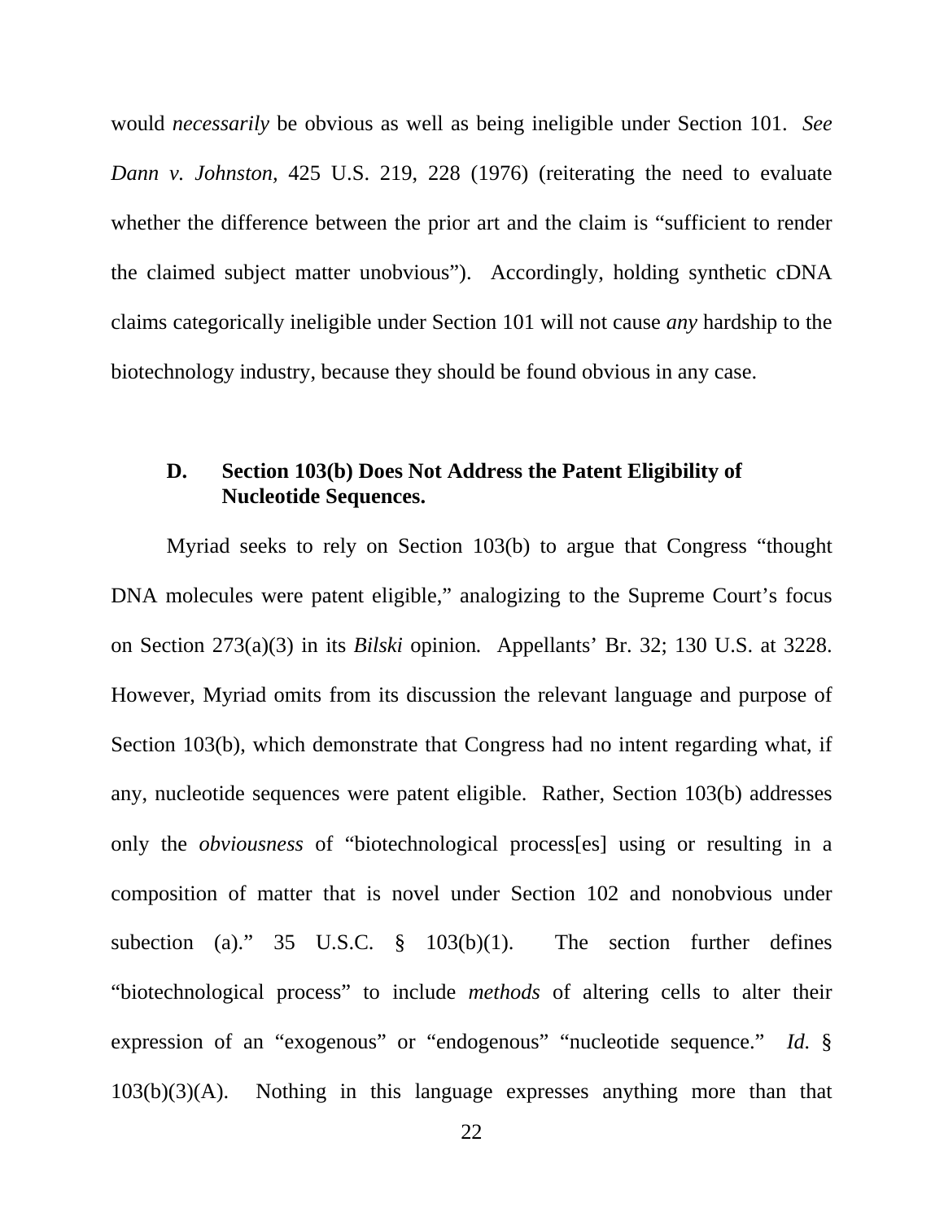would *necessarily* be obvious as well as being ineligible under Section 101. *See Dann v. Johnston*, 425 U.S. 219, 228 (1976) (reiterating the need to evaluate whether the difference between the prior art and the claim is "sufficient to render the claimed subject matter unobvious"). Accordingly, holding synthetic cDNA claims categorically ineligible under Section 101 will not cause *any* hardship to the biotechnology industry, because they should be found obvious in any case.

### D. Section 103(b) Does Not Address the Patent Eligibility of Nucleotide Sequences.

Myriad seeks to rely on Section 103(b) to argue that Congress "thought DNA molecules were patent eligible," analogizing to the Supreme Court's focus on Section 273(a)(3) in its *Bilski* opinion. Appellants' Br. 32; 130 U.S. at 3228. However, Myriad omits from its discussion the relevant language and purpose of Section 103(b), which demonstrate that Congress had no intent regarding what, if any, nucleotide sequences were patent eligible. Rather, Section 103(b) addresses only the *obviousness* of "biotechnological process[es] using or resulting in a composition of matter that is novel under Section 102 and nonobvious under subection (a)." 35 U.S.C. § 103(b)(1). The section further defines "biotechnological process" to include *methods* of altering cells to alter their expression of an "exogenous" or "endogenous" "nucleotide sequence." *Id.* § 103(b)(3)(A). Nothing in this language expresses anything more than that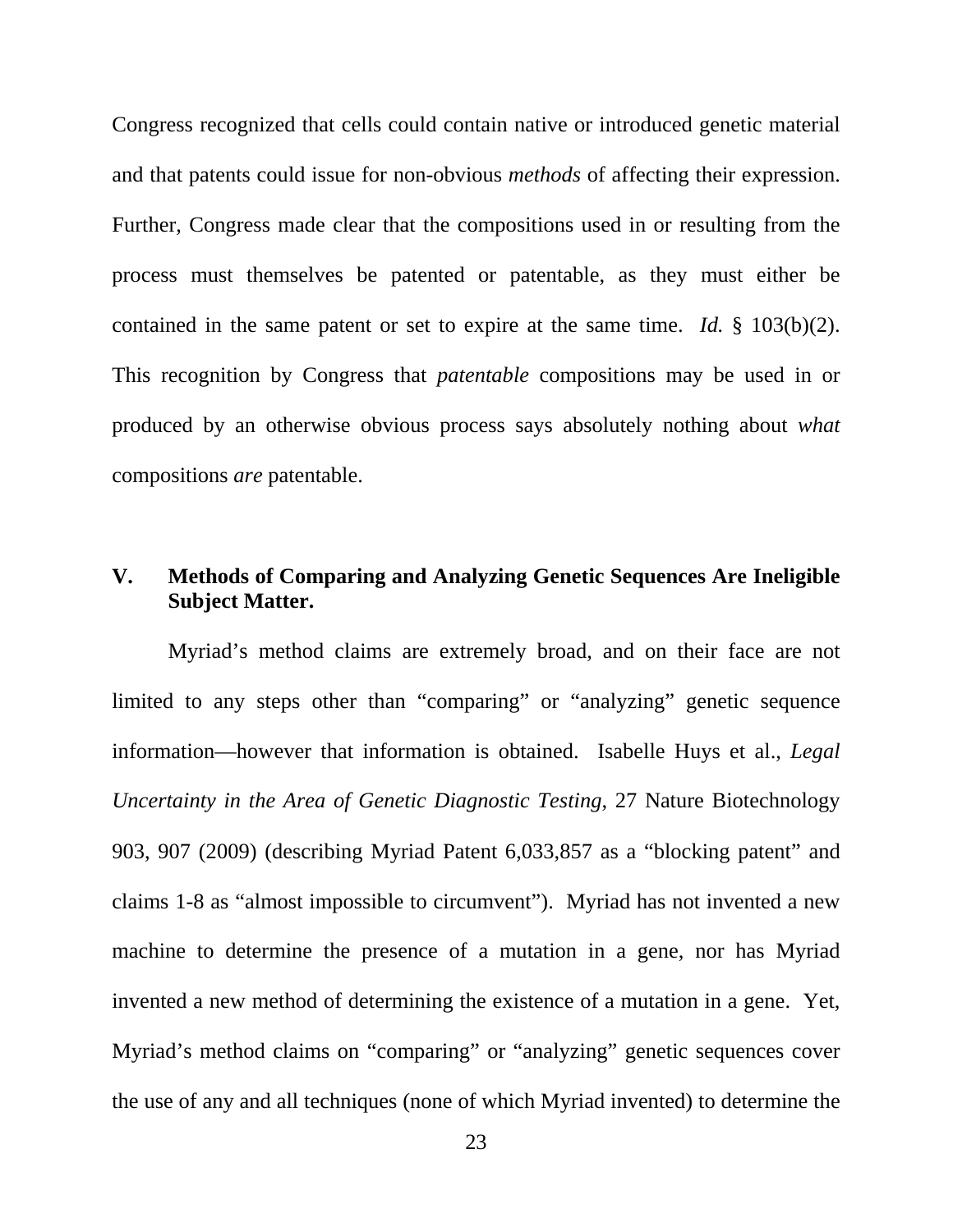Congress recognized that cells could contain native or introduced genetic material and that patents could issue for non-obvious *methods* of affecting their expression. Further, Congress made clear that the compositions used in or resulting from the process must themselves be patented or patentable, as they must either be contained in the same patent or set to expire at the same time. *Id.* § 103(b)(2). This recognition by Congress that *patentable* compositions may be used in or produced by an otherwise obvious process says absolutely nothing about *what* compositions *are* patentable.

## V. Methods of Comparing and Analyzing Genetic Sequences Are Ineligible Subject Matter.

Myriad's method claims are extremely broad, and on their face are not limited to any steps other than "comparing" or "analyzing" genetic sequence information—however that information is obtained. Isabelle Huys et al., *Legal Uncertainty in the Area of Genetic Diagnostic Testing*, 27 Nature Biotechnology 903, 907 (2009) (describing Myriad Patent 6,033,857 as a "blocking patent" and claims 1-8 as "almost impossible to circumvent"). Myriad has not invented a new machine to determine the presence of a mutation in a gene, nor has Myriad invented a new method of determining the existence of a mutation in a gene. Yet, Myriad's method claims on "comparing" or "analyzing" genetic sequences cover the use of any and all techniques (none of which Myriad invented) to determine the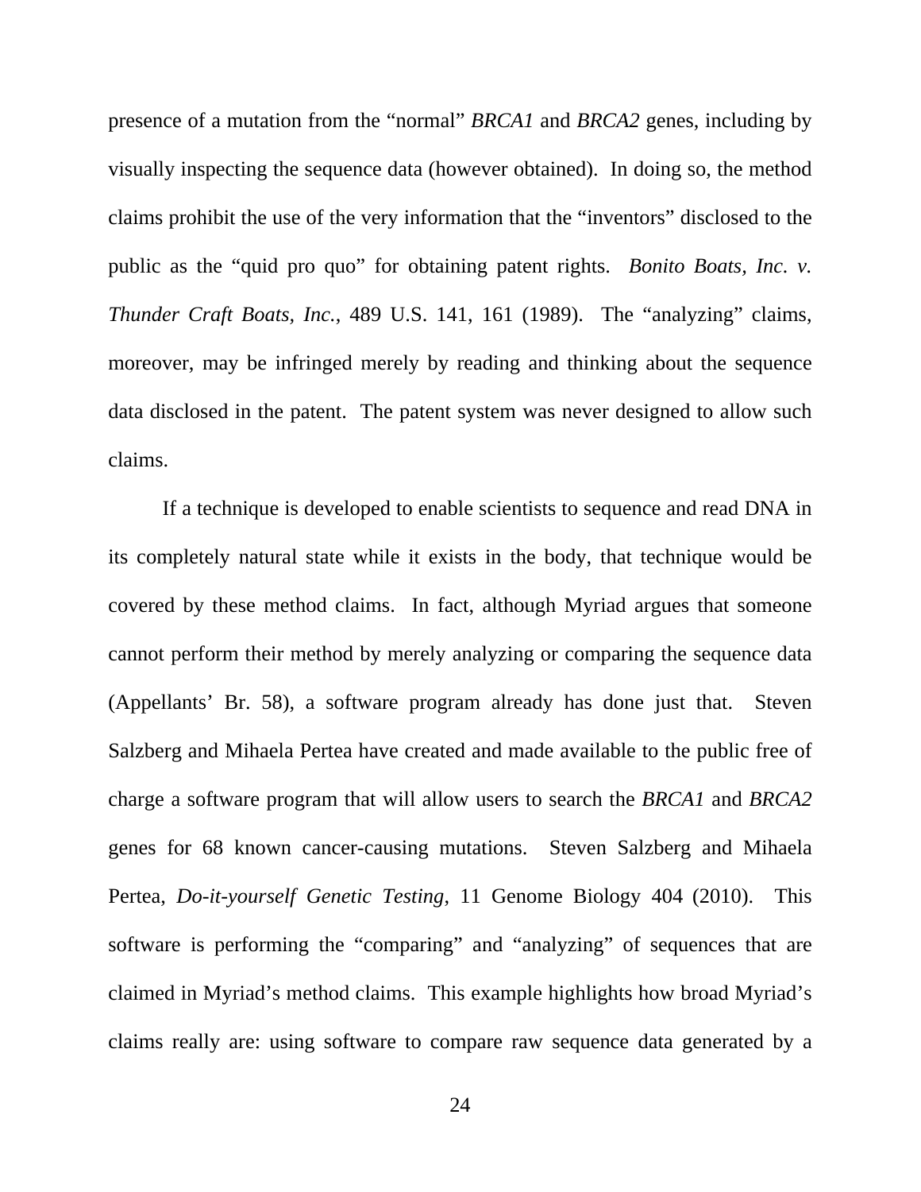presence of a mutation from the "normal" *BRCA1* and *BRCA2* genes, including by visually inspecting the sequence data (however obtained). In doing so, the method claims prohibit the use of the very information that the "inventors" disclosed to the public as the "quid pro quo" for obtaining patent rights. *Bonito Boats, Inc. v. Thunder Craft Boats, Inc.*, 489 U.S. 141, 161 (1989). The "analyzing" claims, moreover, may be infringed merely by reading and thinking about the sequence data disclosed in the patent. The patent system was never designed to allow such claims.

If a technique is developed to enable scientists to sequence and read DNA in its completely natural state while it exists in the body, that technique would be covered by these method claims. In fact, although Myriad argues that someone cannot perform their method by merely analyzing or comparing the sequence data (Appellants' Br. 58), a software program already has done just that. Steven Salzberg and Mihaela Pertea have created and made available to the public free of charge a software program that will allow users to search the *BRCA1* and *BRCA2* genes for 68 known cancer-causing mutations. Steven Salzberg and Mihaela Pertea, *Do-it-yourself Genetic Testing*, 11 Genome Biology 404 (2010). This software is performing the "comparing" and "analyzing" of sequences that are claimed in Myriad's method claims. This example highlights how broad Myriad's claims really are: using software to compare raw sequence data generated by a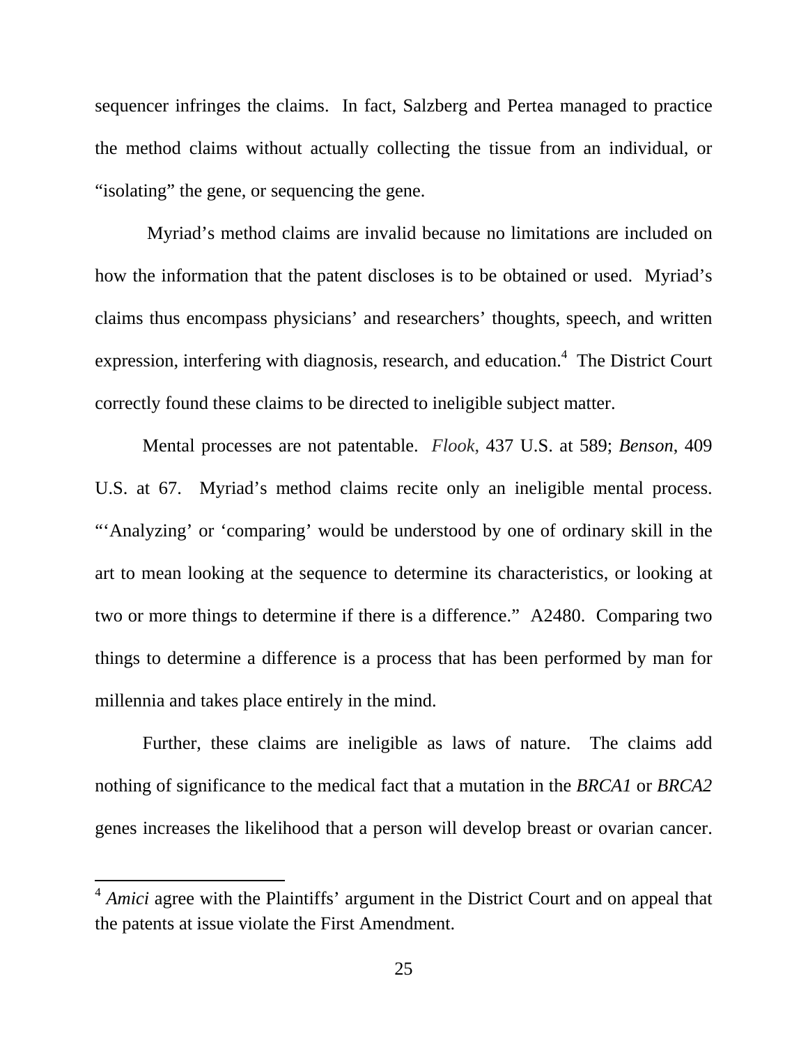sequencer infringes the claims. In fact, Salzberg and Pertea managed to practice the method claims without actually collecting the tissue from an individual, or "isolating" the gene, or sequencing the gene.

Myriad's method claims are invalid because no limitations are included on how the information that the patent discloses is to be obtained or used. Myriad's claims thus encompass physicians' and researchers' thoughts, speech, and written expression, interfering with diagnosis, research, and education.[4] The District Court correctly found these claims to be directed to ineligible subject matter.

Mental processes are not patentable. *Flook,* 437 U.S. at 589; *Benson*, 409 U.S. at 67. Myriad's method claims recite only an ineligible mental process. "'Analyzing' or 'comparing' would be understood by one of ordinary skill in the art to mean looking at the sequence to determine its characteristics, or looking at two or more things to determine if there is a difference." A2480. Comparing two things to determine a difference is a process that has been performed by man for millennia and takes place entirely in the mind.

Further, these claims are ineligible as laws of nature. The claims add nothing of significance to the medical fact that a mutation in the *BRCA1* or *BRCA2* genes increases the likelihood that a person will develop breast or ovarian cancer.

---

[4] *Amici* agree with the Plaintiffs' argument in the District Court and on appeal that the patents at issue violate the First Amendment.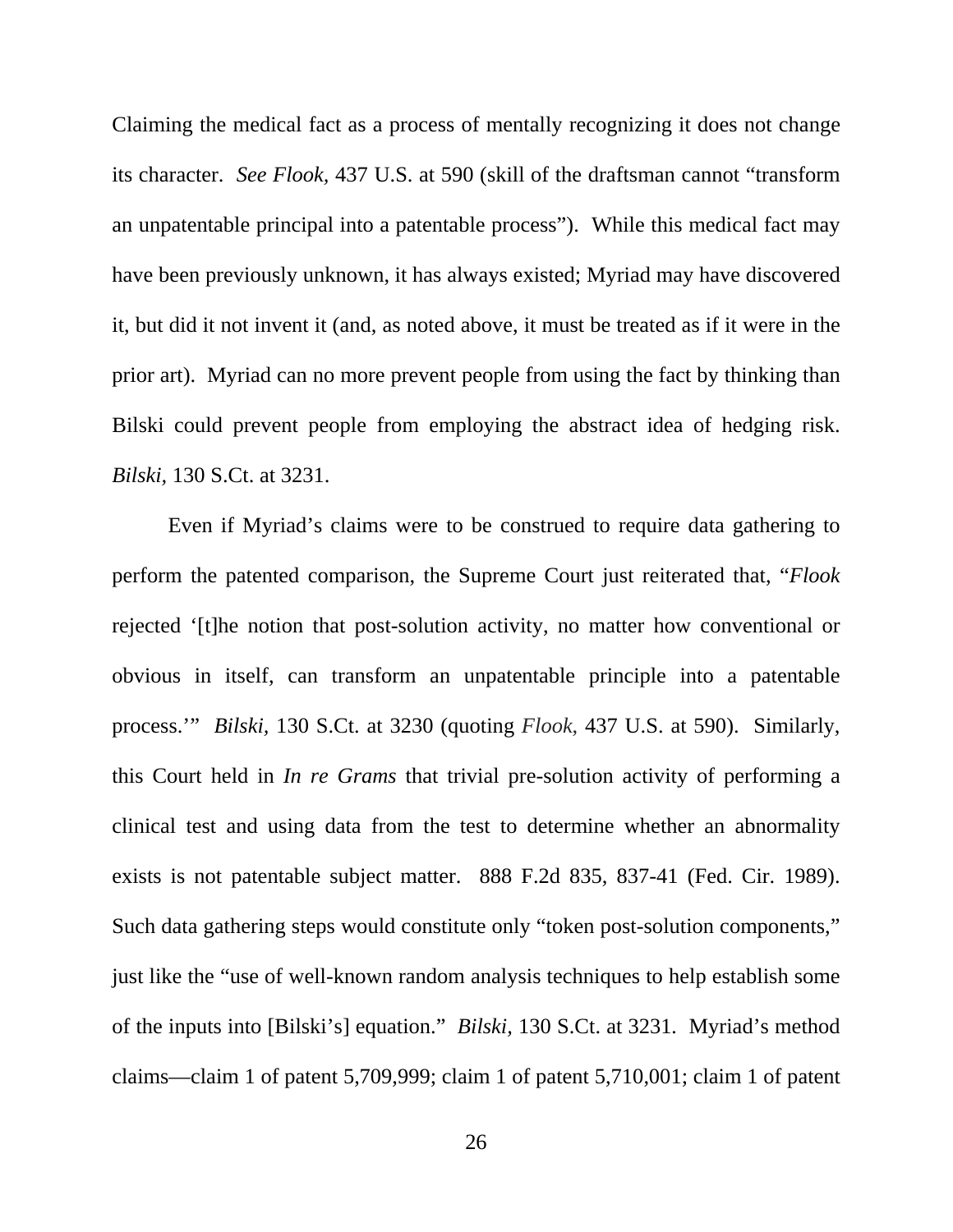Claiming the medical fact as a process of mentally recognizing it does not change its character. *See Flook*, 437 U.S. at 590 (skill of the draftsman cannot "transform an unpatentable principal into a patentable process"). While this medical fact may have been previously unknown, it has always existed; Myriad may have discovered it, but did it not invent it (and, as noted above, it must be treated as if it were in the prior art). Myriad can no more prevent people from using the fact by thinking than Bilski could prevent people from employing the abstract idea of hedging risk. *Bilski*, 130 S.Ct. at 3231.

Even if Myriad's claims were to be construed to require data gathering to perform the patented comparison, the Supreme Court just reiterated that, "*Flook* rejected '[t]he notion that post-solution activity, no matter how conventional or obvious in itself, can transform an unpatentable principle into a patentable process.'" *Bilski*, 130 S.Ct. at 3230 (quoting *Flook*, 437 U.S. at 590). Similarly, this Court held in *In re Grams* that trivial pre-solution activity of performing a clinical test and using data from the test to determine whether an abnormality exists is not patentable subject matter. 888 F.2d 835, 837-41 (Fed. Cir. 1989). Such data gathering steps would constitute only "token post-solution components," just like the "use of well-known random analysis techniques to help establish some of the inputs into [Bilski's] equation." *Bilski*, 130 S.Ct. at 3231. Myriad's method claims—claim 1 of patent 5,709,999; claim 1 of patent 5,710,001; claim 1 of patent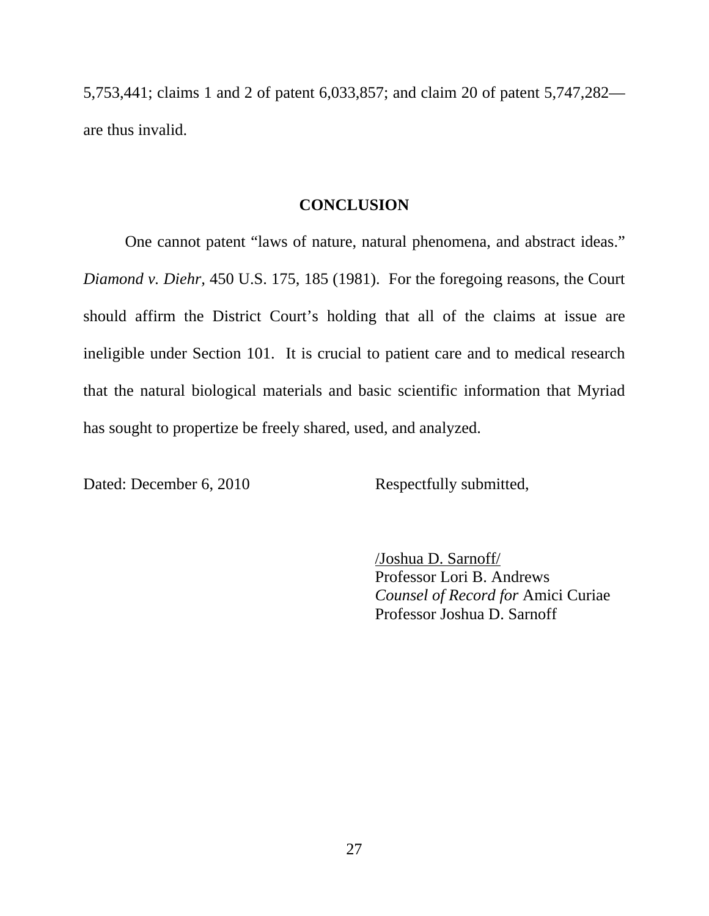5,753,441; claims 1 and 2 of patent 6,033,857; and claim 20 of patent 5,747,282—are thus invalid.

## CONCLUSION

One cannot patent "laws of nature, natural phenomena, and abstract ideas." *Diamond v. Diehr,* 450 U.S. 175, 185 (1981). For the foregoing reasons, the Court should affirm the District Court's holding that all of the claims at issue are ineligible under Section 101. It is crucial to patient care and to medical research that the natural biological materials and basic scientific information that Myriad has sought to propertize be freely shared, used, and analyzed.

Dated: December 6, 2010

Respectfully submitted,

/Joshua D. Sarnoff/
Professor Lori B. Andrews
*Counsel of Record for* Amici Curiae
Professor Joshua D. Sarnoff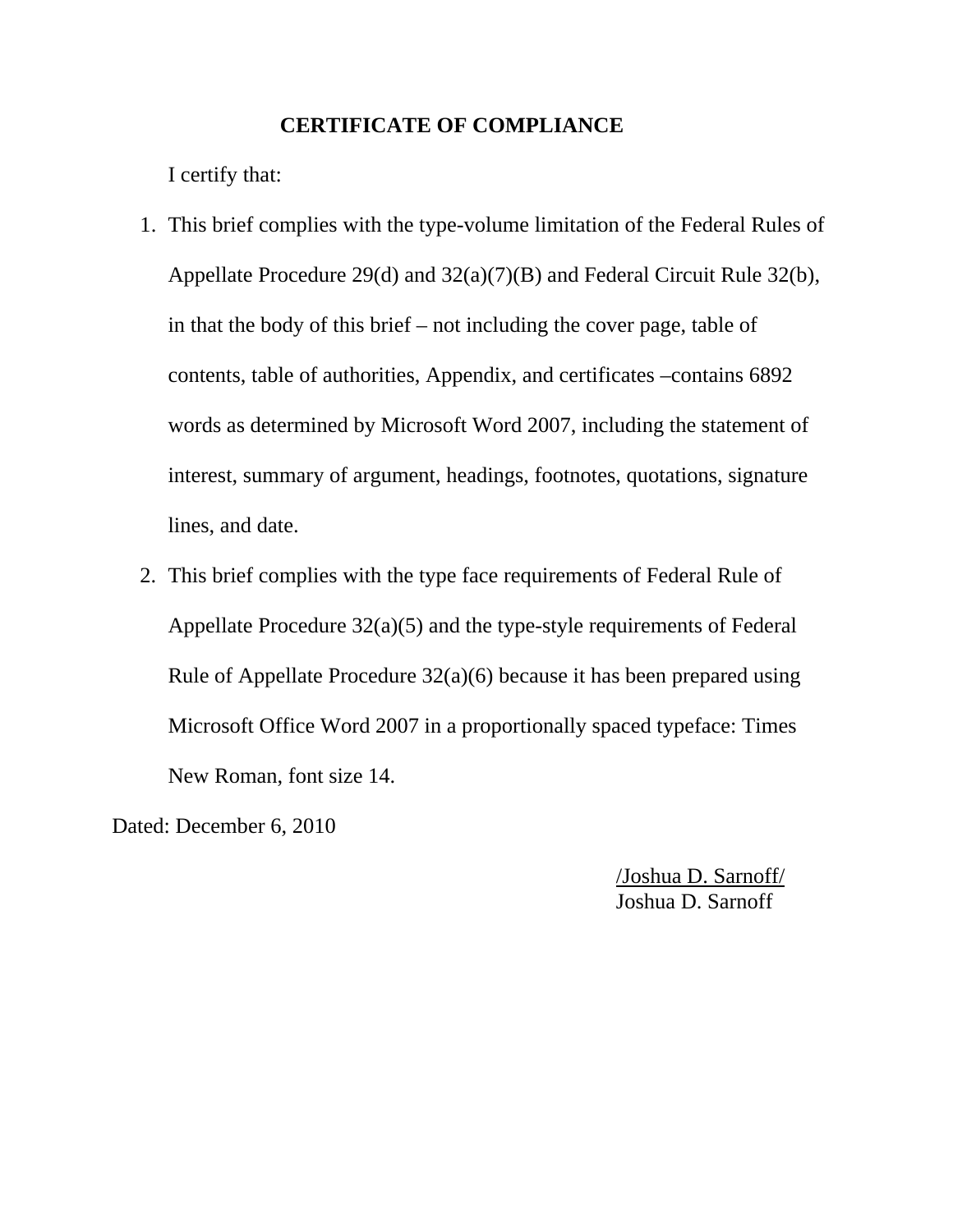## CERTIFICATE OF COMPLIANCE

I certify that:

1. This brief complies with the type-volume limitation of the Federal Rules of Appellate Procedure 29(d) and 32(a)(7)(B) and Federal Circuit Rule 32(b), in that the body of this brief – not including the cover page, table of contents, table of authorities, Appendix, and certificates –contains 6892 words as determined by Microsoft Word 2007, including the statement of interest, summary of argument, headings, footnotes, quotations, signature lines, and date.
2. This brief complies with the type face requirements of Federal Rule of Appellate Procedure 32(a)(5) and the type-style requirements of Federal Rule of Appellate Procedure 32(a)(6) because it has been prepared using Microsoft Office Word 2007 in a proportionally spaced typeface: Times New Roman, font size 14.

Dated: December 6, 2010

/Joshua D. Sarnoff/
Joshua D. Sarnoff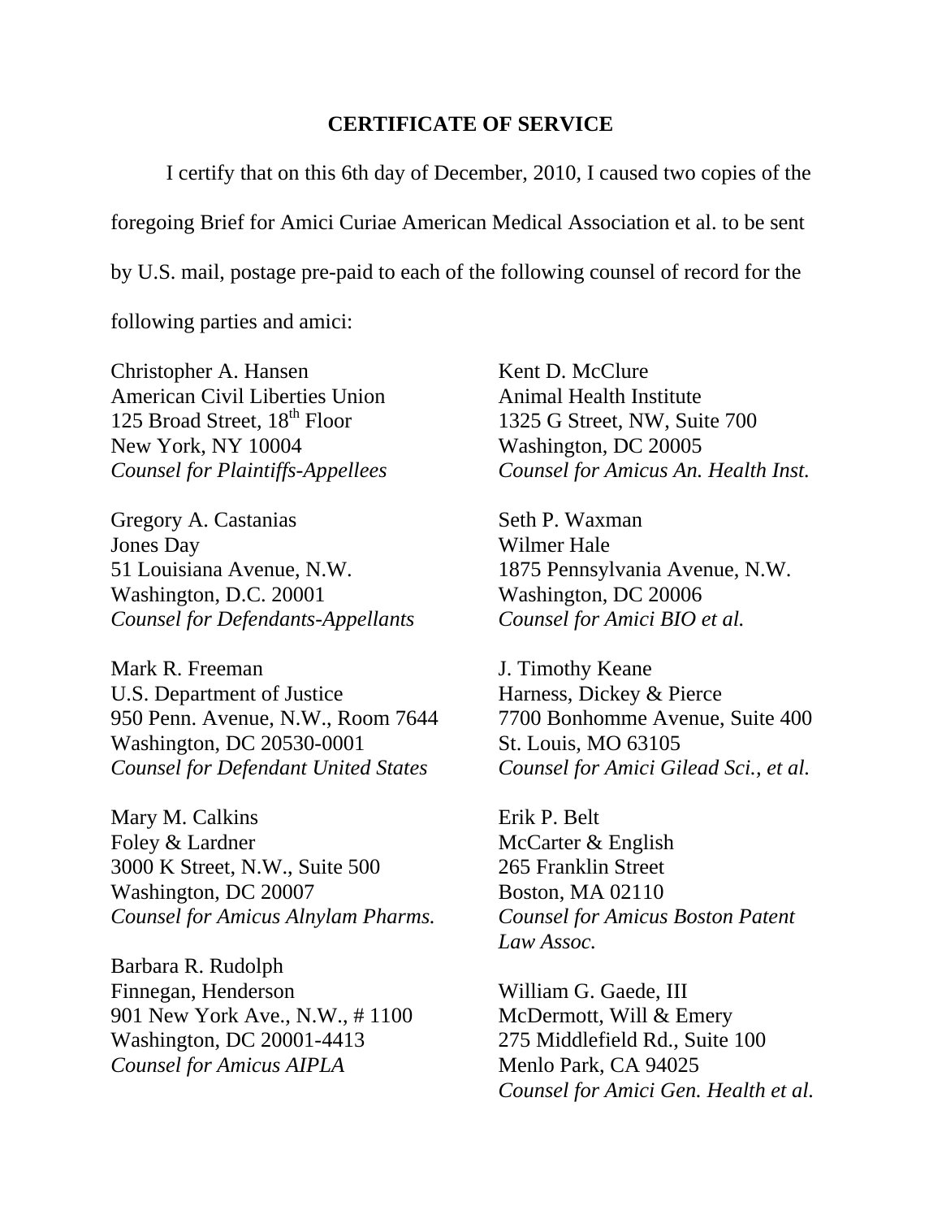## CERTIFICATE OF SERVICE

I certify that on this 6th day of December, 2010, I caused two copies of the foregoing Brief for Amici Curiae American Medical Association et al. to be sent by U.S. mail, postage pre-paid to each of the following counsel of record for the following parties and amici:

Christopher A. Hansen
American Civil Liberties Union
125 Broad Street, 18th Floor
New York, NY 10004
*Counsel for Plaintiffs-Appellees*

Gregory A. Castanias
Jones Day
51 Louisiana Avenue, N.W.
Washington, D.C. 20001
*Counsel for Defendants-Appellants*

Mark R. Freeman
U.S. Department of Justice
950 Penn. Avenue, N.W., Room 7644
Washington, DC 20530-0001
*Counsel for Defendant United States*

Mary M. Calkins
Foley & Lardner
3000 K Street, N.W., Suite 500
Washington, DC 20007
*Counsel for Amicus Alnylam Pharms.*

Barbara R. Rudolph
Finnegan, Henderson
901 New York Ave., N.W., # 1100
Washington, DC 20001-4413
*Counsel for Amicus AIPLA*

Kent D. McClure
Animal Health Institute
1325 G Street, NW, Suite 700
Washington, DC 20005
*Counsel for Amicus An. Health Inst.*

Seth P. Waxman
Wilmer Hale
1875 Pennsylvania Avenue, N.W.
Washington, DC 20006
*Counsel for Amici BIO et al.*

J. Timothy Keane
Harness, Dickey & Pierce
7700 Bonhomme Avenue, Suite 400
St. Louis, MO 63105
*Counsel for Amici Gilead Sci., et al.*

Erik P. Belt
McCarter & English
265 Franklin Street
Boston, MA 02110
*Counsel for Amicus Boston Patent Law Assoc.*

William G. Gaede, III
McDermott, Will & Emery
275 Middlefield Rd., Suite 100
Menlo Park, CA 94025
*Counsel for Amici Gen. Health et al.*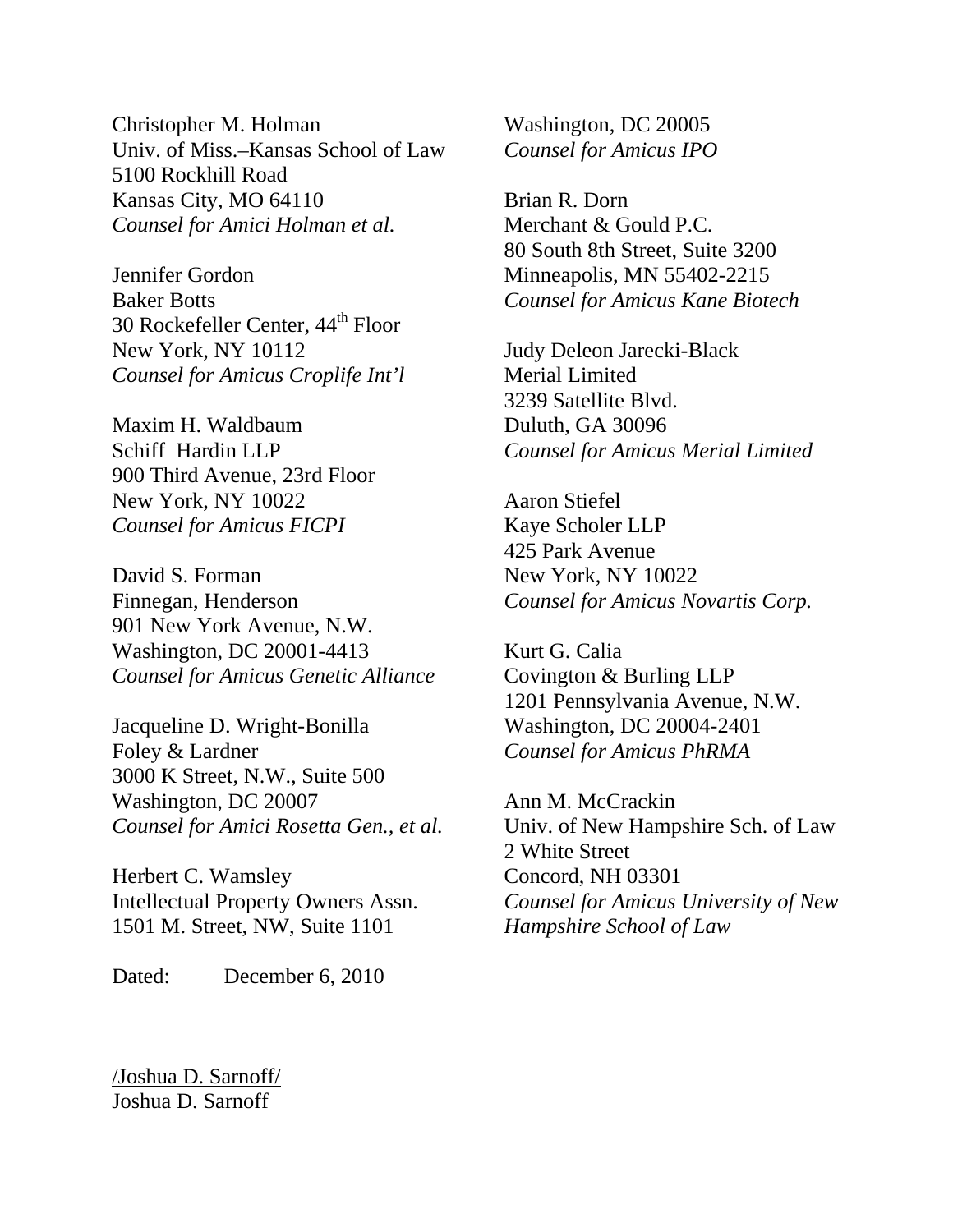Christopher M. Holman
Univ. of Miss.–Kansas School of Law
5100 Rockhill Road
Kansas City, MO 64110
*Counsel for Amici Holman et al.*

Jennifer Gordon
Baker Botts
30 Rockefeller Center, 44th Floor
New York, NY 10112
*Counsel for Amicus Croplife Int'l*

Maxim H. Waldbaum
Schiff Hardin LLP
900 Third Avenue, 23rd Floor
New York, NY 10022
*Counsel for Amicus FICPI*

David S. Forman
Finnegan, Henderson
901 New York Avenue, N.W.
Washington, DC 20001-4413
*Counsel for Amicus Genetic Alliance*

Jacqueline D. Wright-Bonilla
Foley & Lardner
3000 K Street, N.W., Suite 500
Washington, DC 20007
*Counsel for Amici Rosetta Gen., et al.*

Herbert C. Wamsley
Intellectual Property Owners Assn.
1501 M. Street, NW, Suite 1101
Washington, DC 20005
*Counsel for Amicus IPO*

Brian R. Dorn
Merchant & Gould P.C.
80 South 8th Street, Suite 3200
Minneapolis, MN 55402-2215
*Counsel for Amicus Kane Biotech*

Judy Deleon Jarecki-Black
Merial Limited
3239 Satellite Blvd.
Duluth, GA 30096
*Counsel for Amicus Merial Limited*

Aaron Stiefel
Kaye Scholer LLP
425 Park Avenue
New York, NY 10022
*Counsel for Amicus Novartis Corp.*

Kurt G. Calia
Covington & Burling LLP
1201 Pennsylvania Avenue, N.W.
Washington, DC 20004-2401
*Counsel for Amicus PhRMA*

Ann M. McCrackin
Univ. of New Hampshire Sch. of Law
2 White Street
Concord, NH 03301
*Counsel for Amicus University of New Hampshire School of Law*

Dated: December 6, 2010

/Joshua D. Sarnoff/
Joshua D. Sarnoff